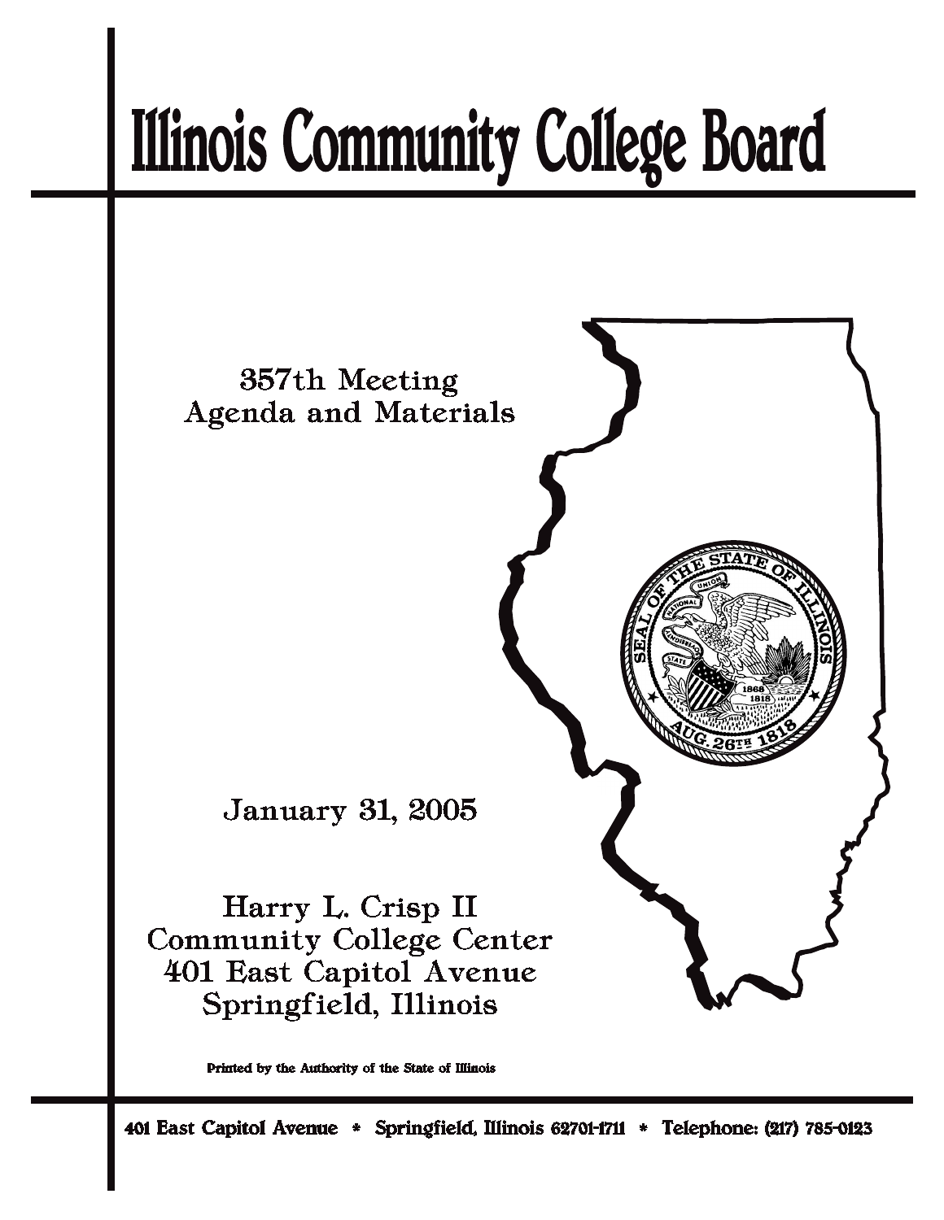# Illinois Community College Board

357th Meeting
Agenda and Materials

January 31, 2005

Harry L. Crisp II
Community College Center
401 East Capitol Avenue
Springfield, Illinois

Printed by the Authority of the State of Illinois

401 East Capitol Avenue * Springfield, Illinois 62701-1711 * Telephone: (217) 785-0123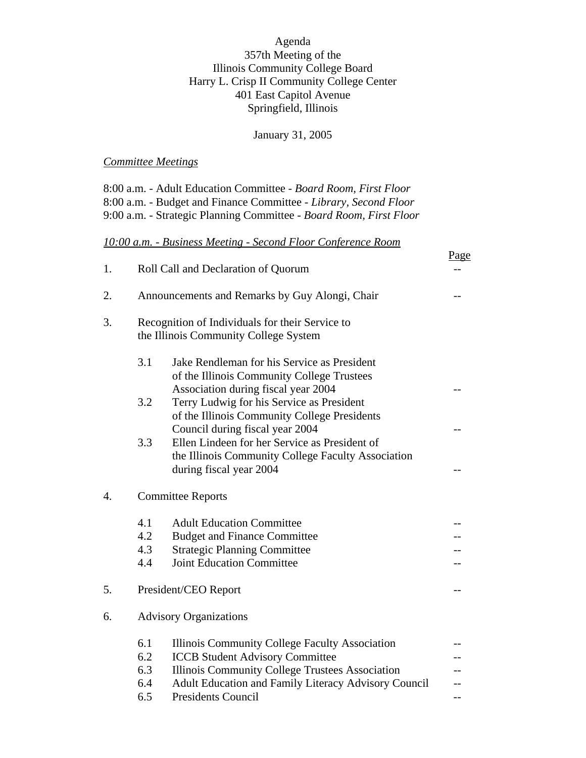Agenda
357th Meeting of the
Illinois Community College Board
Harry L. Crisp II Community College Center
401 East Capitol Avenue
Springfield, Illinois

January 31, 2005

*Committee Meetings*

8:00 a.m. - Adult Education Committee - *Board Room, First Floor*
8:00 a.m. - Budget and Finance Committee - *Library, Second Floor*
9:00 a.m. - Strategic Planning Committee - *Board Room, First Floor*

*10:00 a.m. - Business Meeting - Second Floor Conference Room*

| | | | Page |
|---|---|---|---|
| 1. | Roll Call and Declaration of Quorum | | -- |
| 2. | Announcements and Remarks by Guy Alongi, Chair | | -- |
| 3. | Recognition of Individuals for their Service to the Illinois Community College System | | |
| | 3.1 | Jake Rendleman for his Service as President of the Illinois Community College Trustees Association during fiscal year 2004 | -- |
| | 3.2 | Terry Ludwig for his Service as President of the Illinois Community College Presidents Council during fiscal year 2004 | -- |
| | 3.3 | Ellen Lindeen for her Service as President of the Illinois Community College Faculty Association during fiscal year 2004 | -- |
| 4. | Committee Reports | | |
| | 4.1 | Adult Education Committee | -- |
| | 4.2 | Budget and Finance Committee | -- |
| | 4.3 | Strategic Planning Committee | -- |
| | 4.4 | Joint Education Committee | -- |
| 5. | President/CEO Report | | -- |
| 6. | Advisory Organizations | | |
| | 6.1 | Illinois Community College Faculty Association | -- |
| | 6.2 | ICCB Student Advisory Committee | -- |
| | 6.3 | Illinois Community College Trustees Association | -- |
| | 6.4 | Adult Education and Family Literacy Advisory Council | -- |
| | 6.5 | Presidents Council | -- |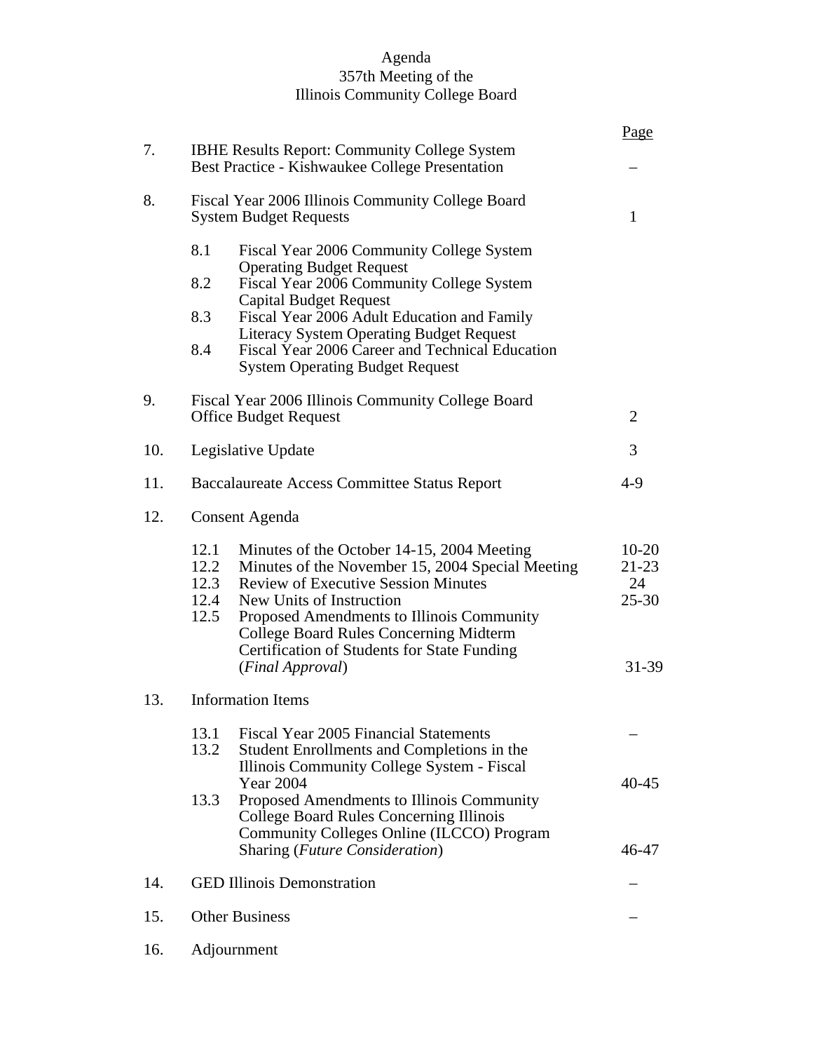# Agenda
## 357th Meeting of the
## Illinois Community College Board

| | | Page |
|---|---|---|
| 7. | IBHE Results Report: Community College System Best Practice - Kishwaukee College Presentation | – |
| 8. | Fiscal Year 2006 Illinois Community College Board System Budget Requests | 1 |
| | 8.1 Fiscal Year 2006 Community College System Operating Budget Request | |
| | 8.2 Fiscal Year 2006 Community College System Capital Budget Request | |
| | 8.3 Fiscal Year 2006 Adult Education and Family Literacy System Operating Budget Request | |
| | 8.4 Fiscal Year 2006 Career and Technical Education System Operating Budget Request | |
| 9. | Fiscal Year 2006 Illinois Community College Board Office Budget Request | 2 |
| 10. | Legislative Update | 3 |
| 11. | Baccalaureate Access Committee Status Report | 4-9 |
| 12. | Consent Agenda | |
| | 12.1 Minutes of the October 14-15, 2004 Meeting | 10-20 |
| | 12.2 Minutes of the November 15, 2004 Special Meeting | 21-23 |
| | 12.3 Review of Executive Session Minutes | 24 |
| | 12.4 New Units of Instruction | 25-30 |
| | 12.5 Proposed Amendments to Illinois Community College Board Rules Concerning Midterm Certification of Students for State Funding (*Final Approval*) | 31-39 |
| 13. | Information Items | |
| | 13.1 Fiscal Year 2005 Financial Statements | – |
| | 13.2 Student Enrollments and Completions in the Illinois Community College System - Fiscal Year 2004 | 40-45 |
| | 13.3 Proposed Amendments to Illinois Community College Board Rules Concerning Illinois Community Colleges Online (ILCCO) Program Sharing (*Future Consideration*) | 46-47 |
| 14. | GED Illinois Demonstration | – |
| 15. | Other Business | – |
| 16. | Adjournment | |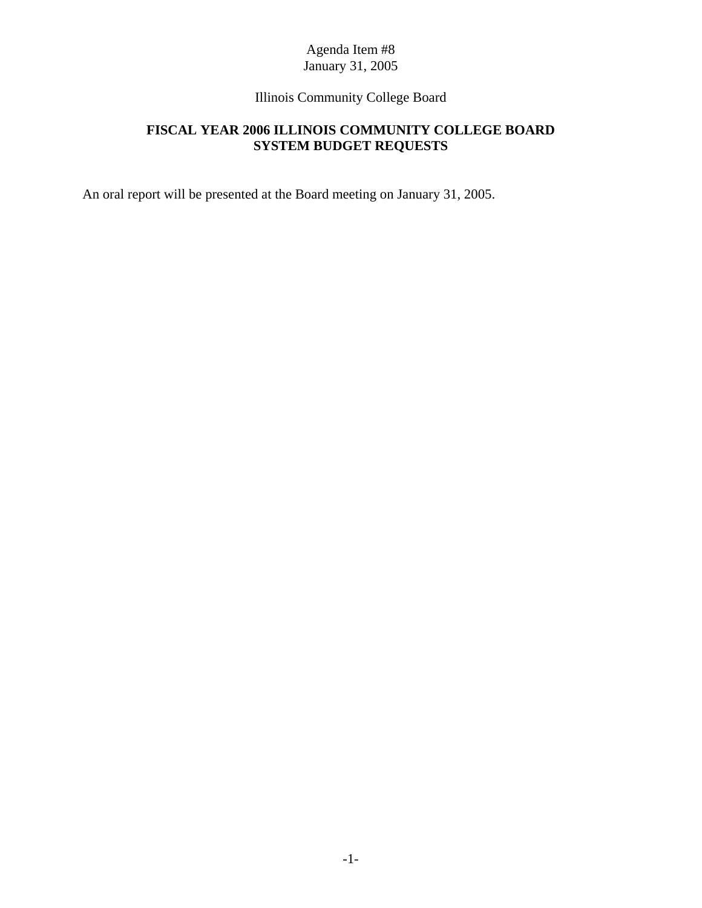Agenda Item #8
January 31, 2005

Illinois Community College Board

# FISCAL YEAR 2006 ILLINOIS COMMUNITY COLLEGE BOARD SYSTEM BUDGET REQUESTS

An oral report will be presented at the Board meeting on January 31, 2005.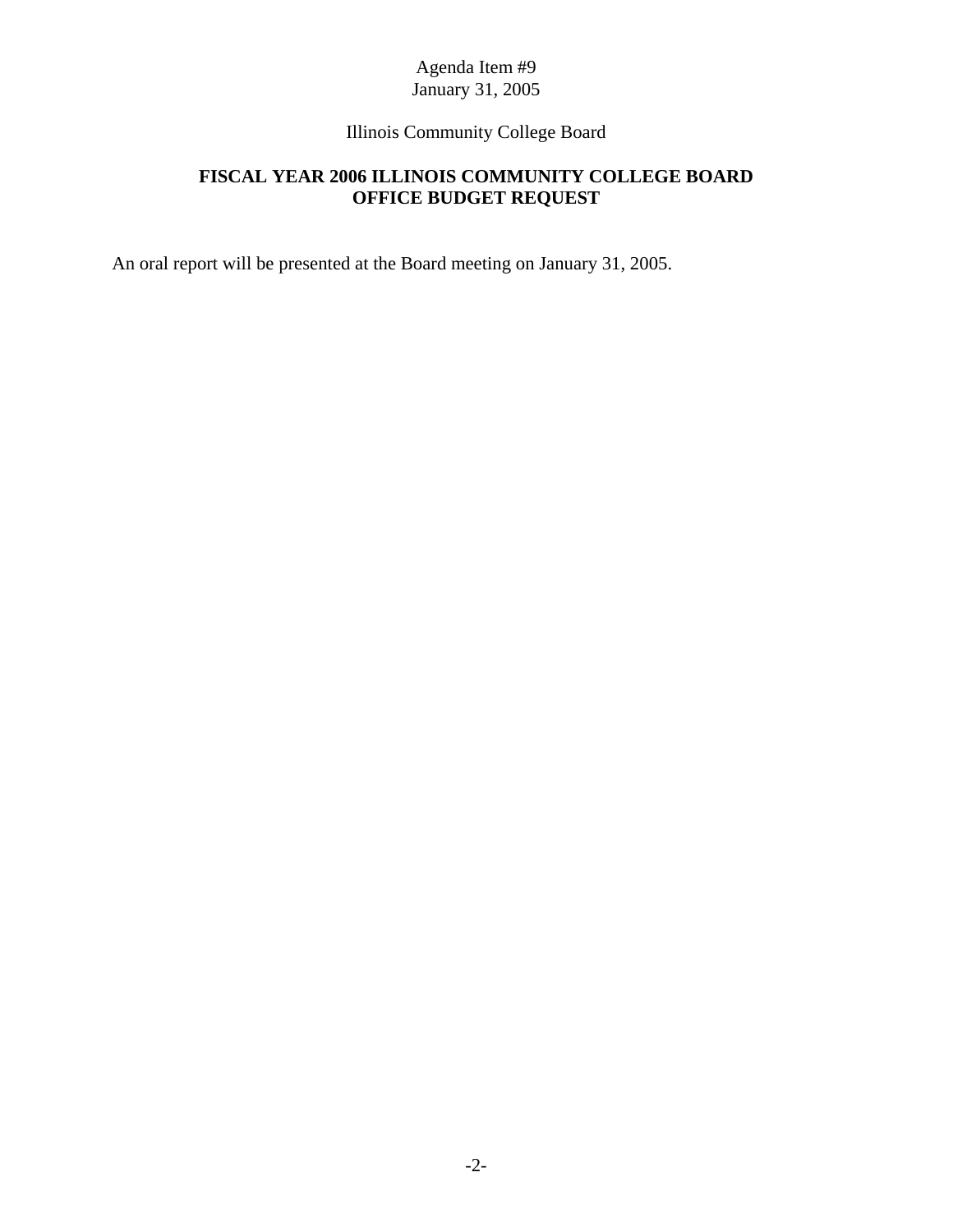Agenda Item #9
January 31, 2005

Illinois Community College Board

## FISCAL YEAR 2006 ILLINOIS COMMUNITY COLLEGE BOARD OFFICE BUDGET REQUEST

An oral report will be presented at the Board meeting on January 31, 2005.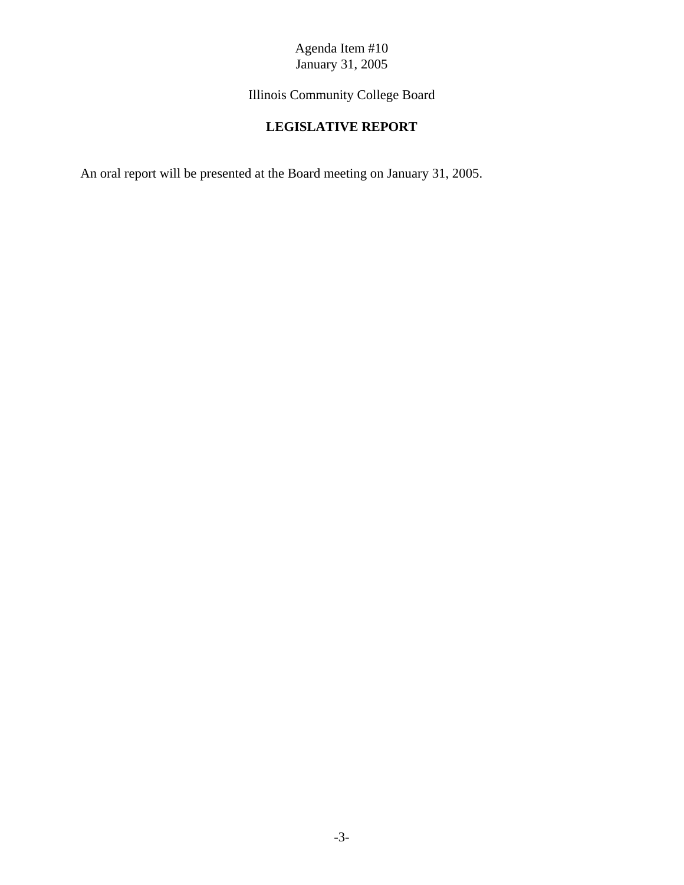Agenda Item #10
January 31, 2005

Illinois Community College Board

# LEGISLATIVE REPORT

An oral report will be presented at the Board meeting on January 31, 2005.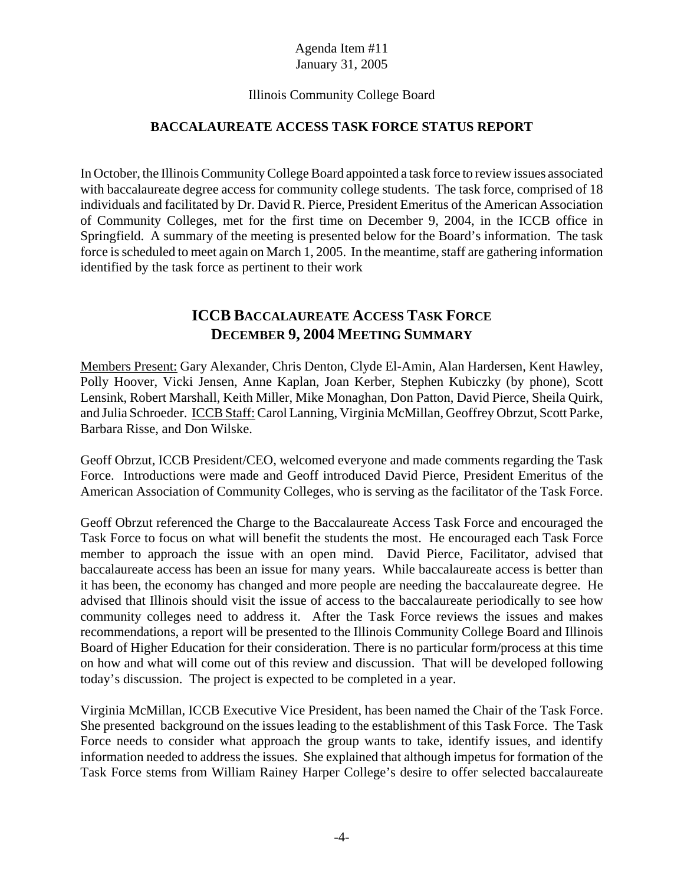Agenda Item #11
January 31, 2005

Illinois Community College Board

## BACCALAUREATE ACCESS TASK FORCE STATUS REPORT

In October, the Illinois Community College Board appointed a task force to review issues associated with baccalaureate degree access for community college students. The task force, comprised of 18 individuals and facilitated by Dr. David R. Pierce, President Emeritus of the American Association of Community Colleges, met for the first time on December 9, 2004, in the ICCB office in Springfield. A summary of the meeting is presented below for the Board's information. The task force is scheduled to meet again on March 1, 2005. In the meantime, staff are gathering information identified by the task force as pertinent to their work

## ICCB BACCALAUREATE ACCESS TASK FORCE DECEMBER 9, 2004 MEETING SUMMARY

Members Present: Gary Alexander, Chris Denton, Clyde El-Amin, Alan Hardersen, Kent Hawley, Polly Hoover, Vicki Jensen, Anne Kaplan, Joan Kerber, Stephen Kubiczky (by phone), Scott Lensink, Robert Marshall, Keith Miller, Mike Monaghan, Don Patton, David Pierce, Sheila Quirk, and Julia Schroeder. ICCB Staff: Carol Lanning, Virginia McMillan, Geoffrey Obrzut, Scott Parke, Barbara Risse, and Don Wilske.

Geoff Obrzut, ICCB President/CEO, welcomed everyone and made comments regarding the Task Force. Introductions were made and Geoff introduced David Pierce, President Emeritus of the American Association of Community Colleges, who is serving as the facilitator of the Task Force.

Geoff Obrzut referenced the Charge to the Baccalaureate Access Task Force and encouraged the Task Force to focus on what will benefit the students the most. He encouraged each Task Force member to approach the issue with an open mind. David Pierce, Facilitator, advised that baccalaureate access has been an issue for many years. While baccalaureate access is better than it has been, the economy has changed and more people are needing the baccalaureate degree. He advised that Illinois should visit the issue of access to the baccalaureate periodically to see how community colleges need to address it. After the Task Force reviews the issues and makes recommendations, a report will be presented to the Illinois Community College Board and Illinois Board of Higher Education for their consideration. There is no particular form/process at this time on how and what will come out of this review and discussion. That will be developed following today's discussion. The project is expected to be completed in a year.

Virginia McMillan, ICCB Executive Vice President, has been named the Chair of the Task Force. She presented background on the issues leading to the establishment of this Task Force. The Task Force needs to consider what approach the group wants to take, identify issues, and identify information needed to address the issues. She explained that although impetus for formation of the Task Force stems from William Rainey Harper College's desire to offer selected baccalaureate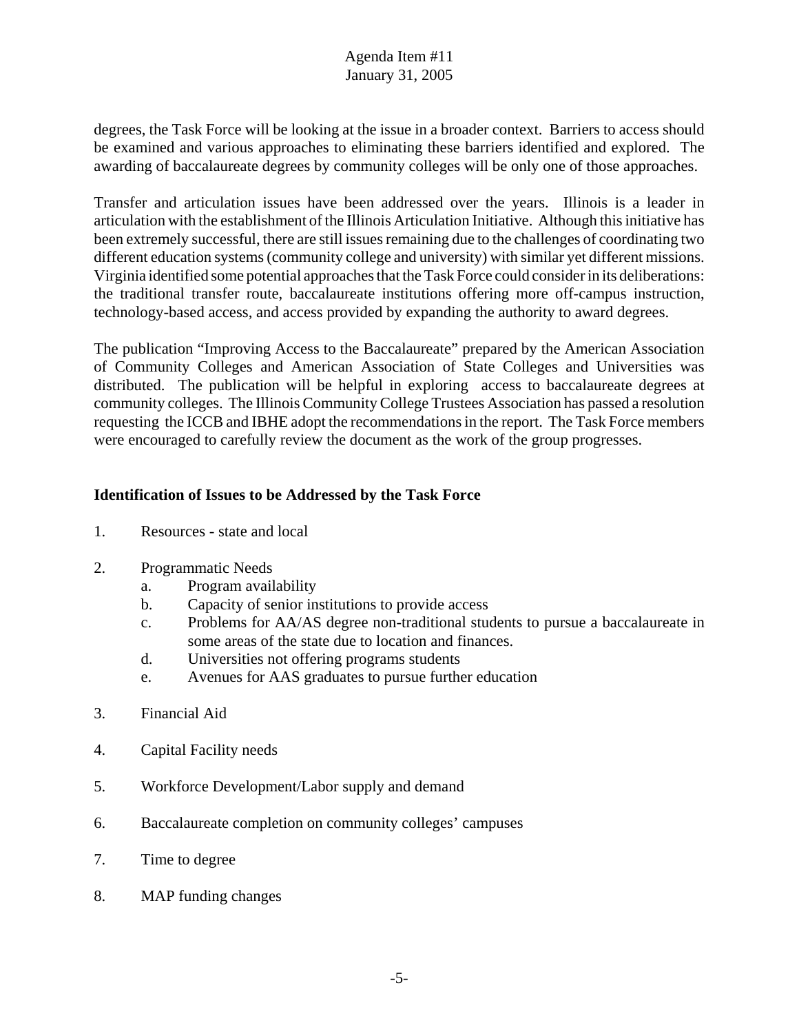degrees, the Task Force will be looking at the issue in a broader context. Barriers to access should be examined and various approaches to eliminating these barriers identified and explored. The awarding of baccalaureate degrees by community colleges will be only one of those approaches.

Transfer and articulation issues have been addressed over the years. Illinois is a leader in articulation with the establishment of the Illinois Articulation Initiative. Although this initiative has been extremely successful, there are still issues remaining due to the challenges of coordinating two different education systems (community college and university) with similar yet different missions. Virginia identified some potential approaches that the Task Force could consider in its deliberations: the traditional transfer route, baccalaureate institutions offering more off-campus instruction, technology-based access, and access provided by expanding the authority to award degrees.

The publication "Improving Access to the Baccalaureate" prepared by the American Association of Community Colleges and American Association of State Colleges and Universities was distributed. The publication will be helpful in exploring access to baccalaureate degrees at community colleges. The Illinois Community College Trustees Association has passed a resolution requesting the ICCB and IBHE adopt the recommendations in the report. The Task Force members were encouraged to carefully review the document as the work of the group progresses.

**Identification of Issues to be Addressed by the Task Force**

1. Resources - state and local
2. Programmatic Needs
   a. Program availability
   b. Capacity of senior institutions to provide access
   c. Problems for AA/AS degree non-traditional students to pursue a baccalaureate in some areas of the state due to location and finances.
   d. Universities not offering programs students
   e. Avenues for AAS graduates to pursue further education
3. Financial Aid
4. Capital Facility needs
5. Workforce Development/Labor supply and demand
6. Baccalaureate completion on community colleges' campuses
7. Time to degree
8. MAP funding changes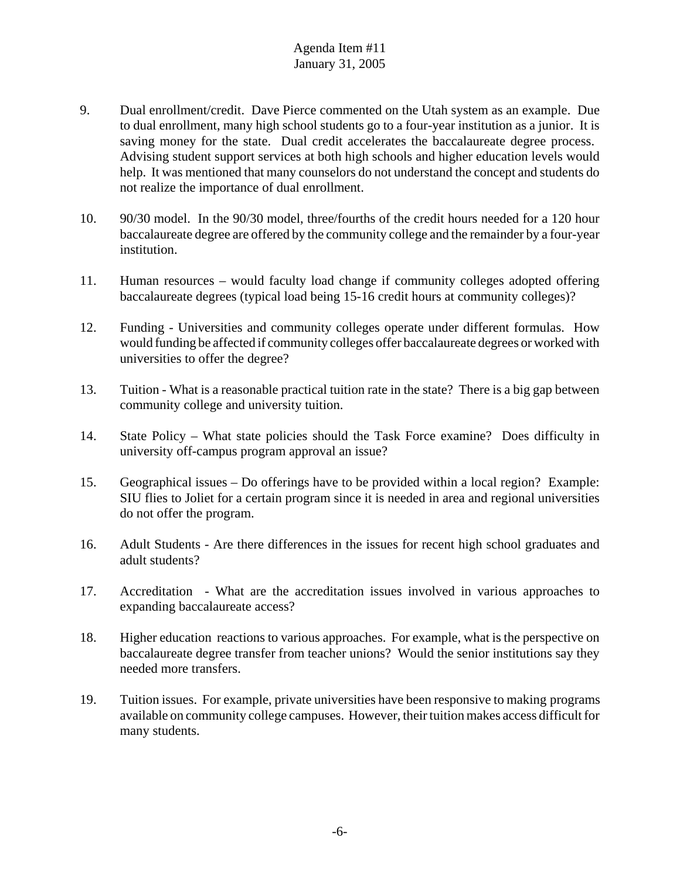9. Dual enrollment/credit. Dave Pierce commented on the Utah system as an example. Due to dual enrollment, many high school students go to a four-year institution as a junior. It is saving money for the state. Dual credit accelerates the baccalaureate degree process. Advising student support services at both high schools and higher education levels would help. It was mentioned that many counselors do not understand the concept and students do not realize the importance of dual enrollment.

10. 90/30 model. In the 90/30 model, three/fourths of the credit hours needed for a 120 hour baccalaureate degree are offered by the community college and the remainder by a four-year institution.

11. Human resources – would faculty load change if community colleges adopted offering baccalaureate degrees (typical load being 15-16 credit hours at community colleges)?

12. Funding - Universities and community colleges operate under different formulas. How would funding be affected if community colleges offer baccalaureate degrees or worked with universities to offer the degree?

13. Tuition - What is a reasonable practical tuition rate in the state? There is a big gap between community college and university tuition.

14. State Policy – What state policies should the Task Force examine? Does difficulty in university off-campus program approval an issue?

15. Geographical issues – Do offerings have to be provided within a local region? Example: SIU flies to Joliet for a certain program since it is needed in area and regional universities do not offer the program.

16. Adult Students - Are there differences in the issues for recent high school graduates and adult students?

17. Accreditation - What are the accreditation issues involved in various approaches to expanding baccalaureate access?

18. Higher education reactions to various approaches. For example, what is the perspective on baccalaureate degree transfer from teacher unions? Would the senior institutions say they needed more transfers.

19. Tuition issues. For example, private universities have been responsive to making programs available on community college campuses. However, their tuition makes access difficult for many students.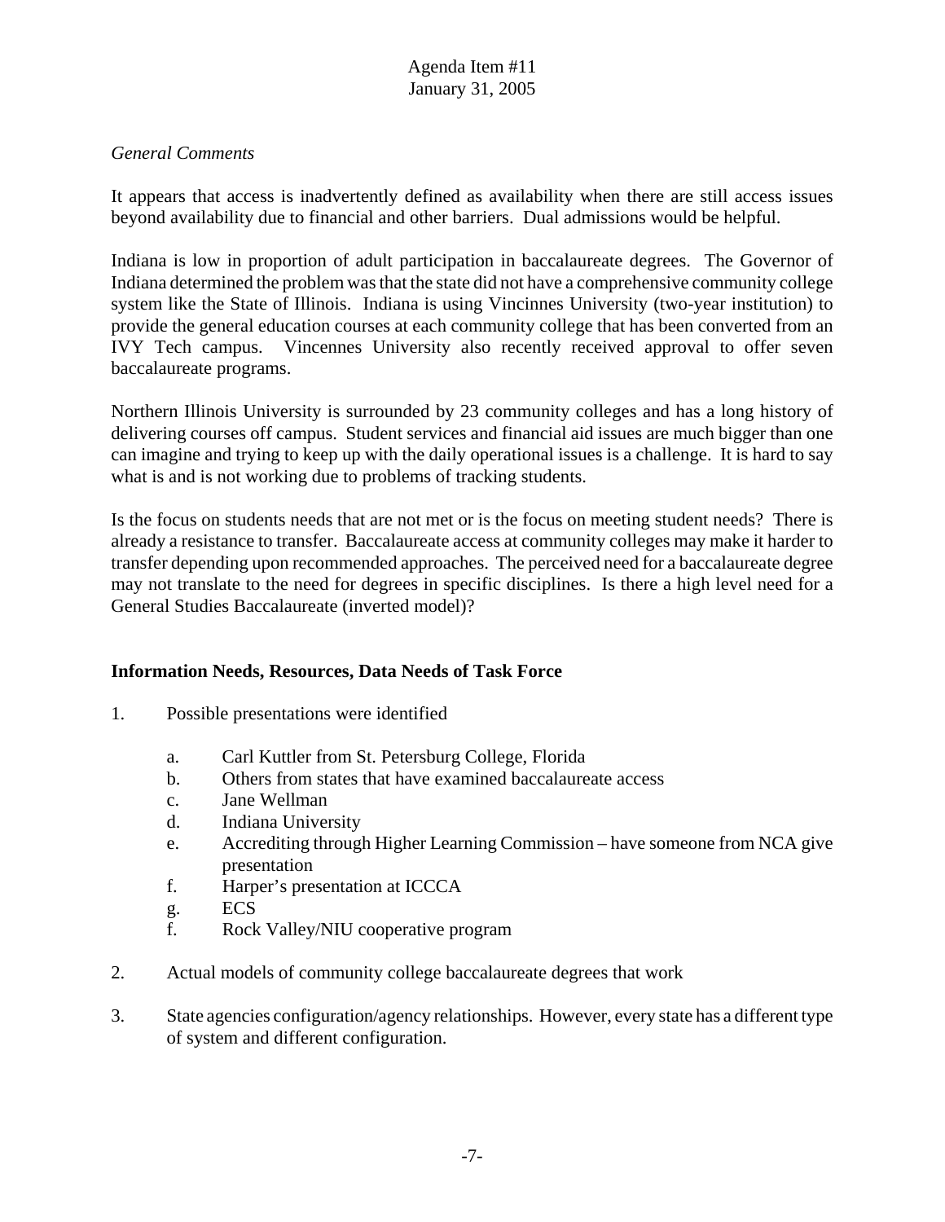*General Comments*

It appears that access is inadvertently defined as availability when there are still access issues beyond availability due to financial and other barriers. Dual admissions would be helpful.

Indiana is low in proportion of adult participation in baccalaureate degrees. The Governor of Indiana determined the problem was that the state did not have a comprehensive community college system like the State of Illinois. Indiana is using Vincinnes University (two-year institution) to provide the general education courses at each community college that has been converted from an IVY Tech campus. Vincennes University also recently received approval to offer seven baccalaureate programs.

Northern Illinois University is surrounded by 23 community colleges and has a long history of delivering courses off campus. Student services and financial aid issues are much bigger than one can imagine and trying to keep up with the daily operational issues is a challenge. It is hard to say what is and is not working due to problems of tracking students.

Is the focus on students needs that are not met or is the focus on meeting student needs? There is already a resistance to transfer. Baccalaureate access at community colleges may make it harder to transfer depending upon recommended approaches. The perceived need for a baccalaureate degree may not translate to the need for degrees in specific disciplines. Is there a high level need for a General Studies Baccalaureate (inverted model)?

**Information Needs, Resources, Data Needs of Task Force**

1. Possible presentations were identified

   a. Carl Kuttler from St. Petersburg College, Florida
   b. Others from states that have examined baccalaureate access
   c. Jane Wellman
   d. Indiana University
   e. Accrediting through Higher Learning Commission – have someone from NCA give presentation
   f. Harper's presentation at ICCCA
   g. ECS
   f. Rock Valley/NIU cooperative program

2. Actual models of community college baccalaureate degrees that work

3. State agencies configuration/agency relationships. However, every state has a different type of system and different configuration.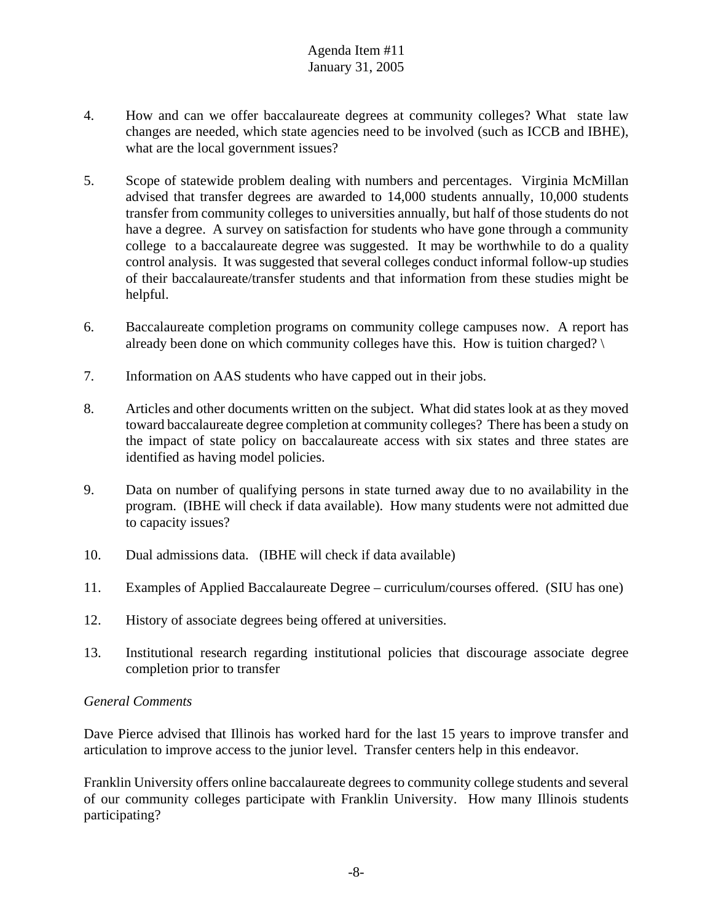4. How and can we offer baccalaureate degrees at community colleges? What state law changes are needed, which state agencies need to be involved (such as ICCB and IBHE), what are the local government issues?

5. Scope of statewide problem dealing with numbers and percentages. Virginia McMillan advised that transfer degrees are awarded to 14,000 students annually, 10,000 students transfer from community colleges to universities annually, but half of those students do not have a degree. A survey on satisfaction for students who have gone through a community college to a baccalaureate degree was suggested. It may be worthwhile to do a quality control analysis. It was suggested that several colleges conduct informal follow-up studies of their baccalaureate/transfer students and that information from these studies might be helpful.

6. Baccalaureate completion programs on community college campuses now. A report has already been done on which community colleges have this. How is tuition charged? \

7. Information on AAS students who have capped out in their jobs.

8. Articles and other documents written on the subject. What did states look at as they moved toward baccalaureate degree completion at community colleges? There has been a study on the impact of state policy on baccalaureate access with six states and three states are identified as having model policies.

9. Data on number of qualifying persons in state turned away due to no availability in the program. (IBHE will check if data available). How many students were not admitted due to capacity issues?

10. Dual admissions data. (IBHE will check if data available)

11. Examples of Applied Baccalaureate Degree – curriculum/courses offered. (SIU has one)

12. History of associate degrees being offered at universities.

13. Institutional research regarding institutional policies that discourage associate degree completion prior to transfer

*General Comments*

Dave Pierce advised that Illinois has worked hard for the last 15 years to improve transfer and articulation to improve access to the junior level. Transfer centers help in this endeavor.

Franklin University offers online baccalaureate degrees to community college students and several of our community colleges participate with Franklin University. How many Illinois students participating?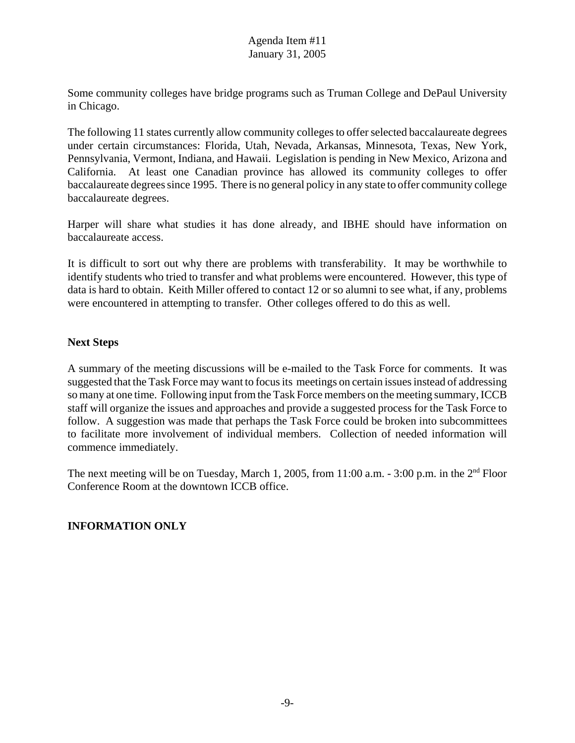Some community colleges have bridge programs such as Truman College and DePaul University in Chicago.

The following 11 states currently allow community colleges to offer selected baccalaureate degrees under certain circumstances: Florida, Utah, Nevada, Arkansas, Minnesota, Texas, New York, Pennsylvania, Vermont, Indiana, and Hawaii. Legislation is pending in New Mexico, Arizona and California. At least one Canadian province has allowed its community colleges to offer baccalaureate degrees since 1995. There is no general policy in any state to offer community college baccalaureate degrees.

Harper will share what studies it has done already, and IBHE should have information on baccalaureate access.

It is difficult to sort out why there are problems with transferability. It may be worthwhile to identify students who tried to transfer and what problems were encountered. However, this type of data is hard to obtain. Keith Miller offered to contact 12 or so alumni to see what, if any, problems were encountered in attempting to transfer. Other colleges offered to do this as well.

**Next Steps**

A summary of the meeting discussions will be e-mailed to the Task Force for comments. It was suggested that the Task Force may want to focus its meetings on certain issues instead of addressing so many at one time. Following input from the Task Force members on the meeting summary, ICCB staff will organize the issues and approaches and provide a suggested process for the Task Force to follow. A suggestion was made that perhaps the Task Force could be broken into subcommittees to facilitate more involvement of individual members. Collection of needed information will commence immediately.

The next meeting will be on Tuesday, March 1, 2005, from 11:00 a.m. - 3:00 p.m. in the 2nd Floor Conference Room at the downtown ICCB office.

**INFORMATION ONLY**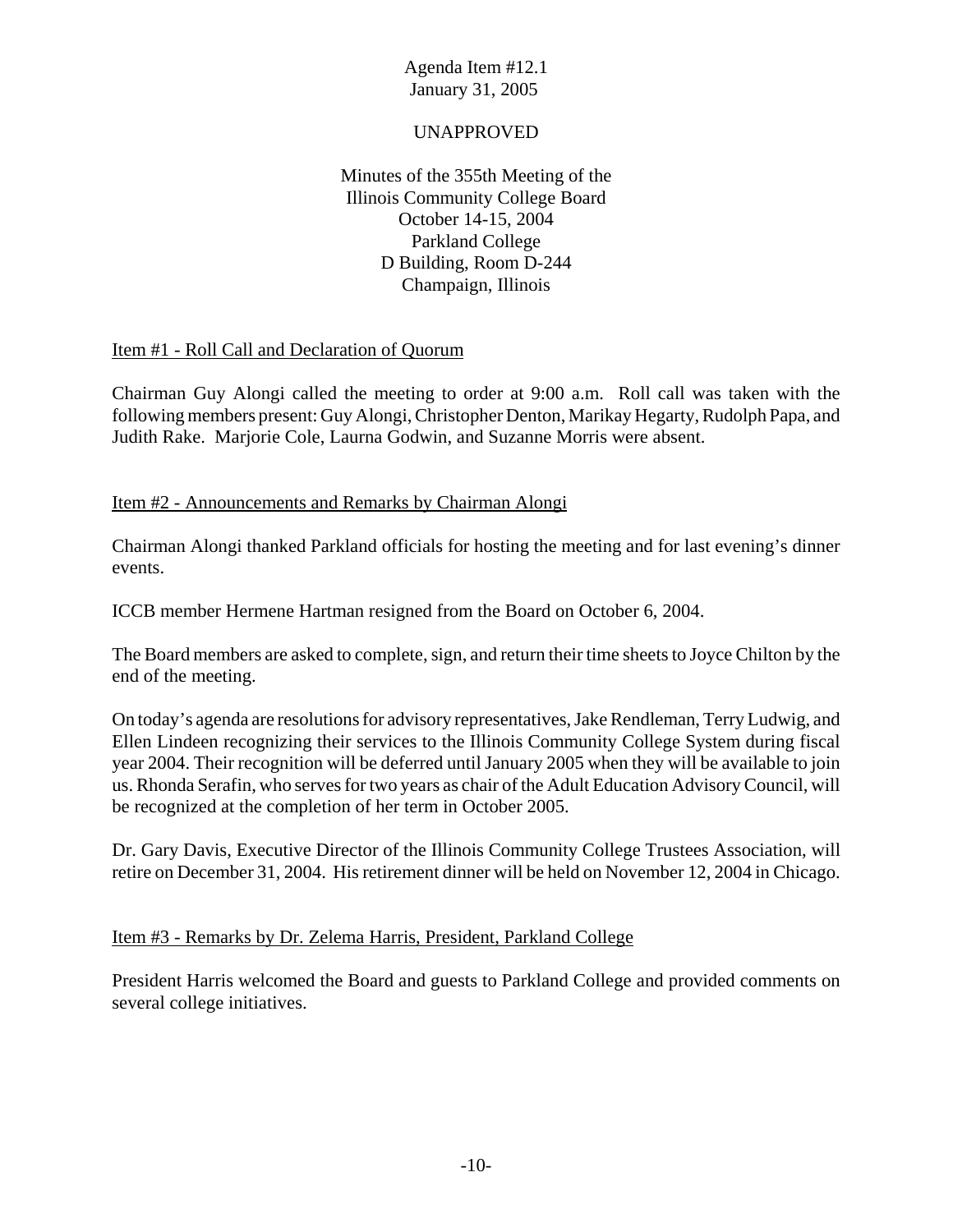Agenda Item #12.1
January 31, 2005

UNAPPROVED

Minutes of the 355th Meeting of the
Illinois Community College Board
October 14-15, 2004
Parkland College
D Building, Room D-244
Champaign, Illinois

Item #1 - Roll Call and Declaration of Quorum

Chairman Guy Alongi called the meeting to order at 9:00 a.m. Roll call was taken with the following members present: Guy Alongi, Christopher Denton, Marikay Hegarty, Rudolph Papa, and Judith Rake. Marjorie Cole, Laurna Godwin, and Suzanne Morris were absent.

Item #2 - Announcements and Remarks by Chairman Alongi

Chairman Alongi thanked Parkland officials for hosting the meeting and for last evening's dinner events.

ICCB member Hermene Hartman resigned from the Board on October 6, 2004.

The Board members are asked to complete, sign, and return their time sheets to Joyce Chilton by the end of the meeting.

On today's agenda are resolutions for advisory representatives, Jake Rendleman, Terry Ludwig, and Ellen Lindeen recognizing their services to the Illinois Community College System during fiscal year 2004. Their recognition will be deferred until January 2005 when they will be available to join us. Rhonda Serafin, who serves for two years as chair of the Adult Education Advisory Council, will be recognized at the completion of her term in October 2005.

Dr. Gary Davis, Executive Director of the Illinois Community College Trustees Association, will retire on December 31, 2004. His retirement dinner will be held on November 12, 2004 in Chicago.

Item #3 - Remarks by Dr. Zelema Harris, President, Parkland College

President Harris welcomed the Board and guests to Parkland College and provided comments on several college initiatives.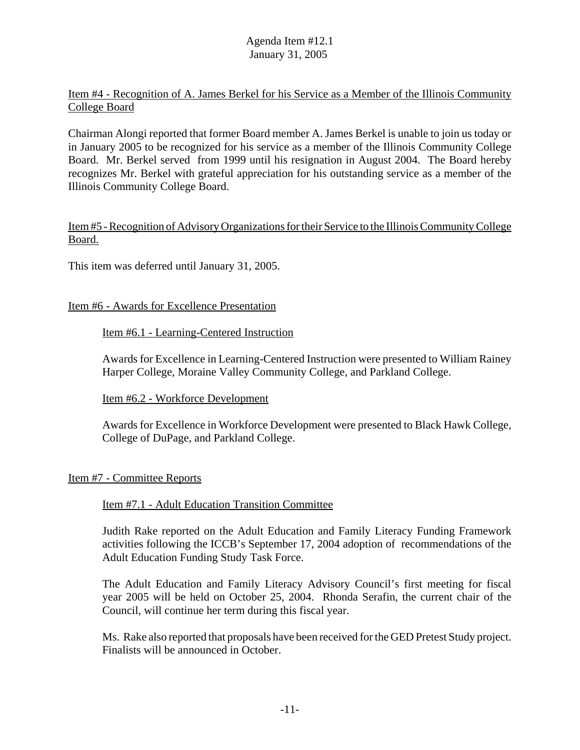Item #4 - Recognition of A. James Berkel for his Service as a Member of the Illinois Community College Board

Chairman Alongi reported that former Board member A. James Berkel is unable to join us today or in January 2005 to be recognized for his service as a member of the Illinois Community College Board. Mr. Berkel served from 1999 until his resignation in August 2004. The Board hereby recognizes Mr. Berkel with grateful appreciation for his outstanding service as a member of the Illinois Community College Board.

Item #5 - Recognition of Advisory Organizations for their Service to the Illinois Community College Board.

This item was deferred until January 31, 2005.

Item #6 - Awards for Excellence Presentation

Item #6.1 - Learning-Centered Instruction

Awards for Excellence in Learning-Centered Instruction were presented to William Rainey Harper College, Moraine Valley Community College, and Parkland College.

Item #6.2 - Workforce Development

Awards for Excellence in Workforce Development were presented to Black Hawk College, College of DuPage, and Parkland College.

Item #7 - Committee Reports

Item #7.1 - Adult Education Transition Committee

Judith Rake reported on the Adult Education and Family Literacy Funding Framework activities following the ICCB's September 17, 2004 adoption of recommendations of the Adult Education Funding Study Task Force.

The Adult Education and Family Literacy Advisory Council's first meeting for fiscal year 2005 will be held on October 25, 2004. Rhonda Serafin, the current chair of the Council, will continue her term during this fiscal year.

Ms. Rake also reported that proposals have been received for the GED Pretest Study project. Finalists will be announced in October.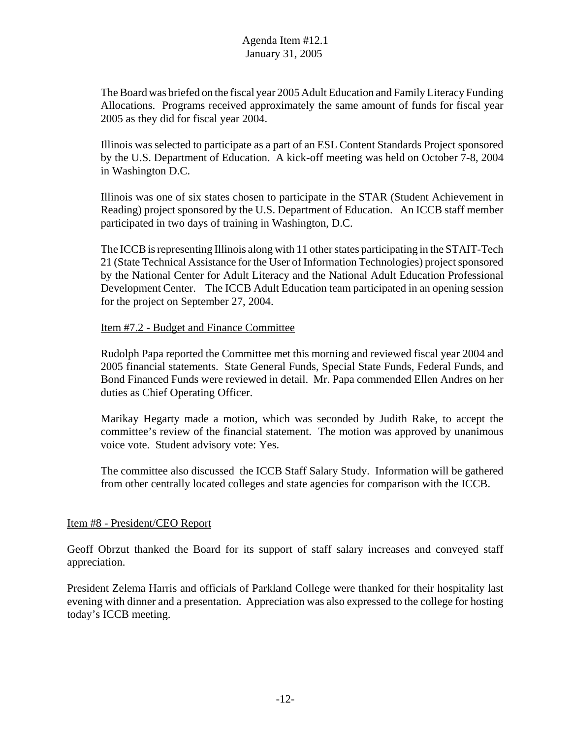The Board was briefed on the fiscal year 2005 Adult Education and Family Literacy Funding Allocations. Programs received approximately the same amount of funds for fiscal year 2005 as they did for fiscal year 2004.

Illinois was selected to participate as a part of an ESL Content Standards Project sponsored by the U.S. Department of Education. A kick-off meeting was held on October 7-8, 2004 in Washington D.C.

Illinois was one of six states chosen to participate in the STAR (Student Achievement in Reading) project sponsored by the U.S. Department of Education. An ICCB staff member participated in two days of training in Washington, D.C.

The ICCB is representing Illinois along with 11 other states participating in the STAIT-Tech 21 (State Technical Assistance for the User of Information Technologies) project sponsored by the National Center for Adult Literacy and the National Adult Education Professional Development Center. The ICCB Adult Education team participated in an opening session for the project on September 27, 2004.

Item #7.2 - Budget and Finance Committee

Rudolph Papa reported the Committee met this morning and reviewed fiscal year 2004 and 2005 financial statements. State General Funds, Special State Funds, Federal Funds, and Bond Financed Funds were reviewed in detail. Mr. Papa commended Ellen Andres on her duties as Chief Operating Officer.

Marikay Hegarty made a motion, which was seconded by Judith Rake, to accept the committee's review of the financial statement. The motion was approved by unanimous voice vote. Student advisory vote: Yes.

The committee also discussed the ICCB Staff Salary Study. Information will be gathered from other centrally located colleges and state agencies for comparison with the ICCB.

## Item #8 - President/CEO Report

Geoff Obrzut thanked the Board for its support of staff salary increases and conveyed staff appreciation.

President Zelema Harris and officials of Parkland College were thanked for their hospitality last evening with dinner and a presentation. Appreciation was also expressed to the college for hosting today's ICCB meeting.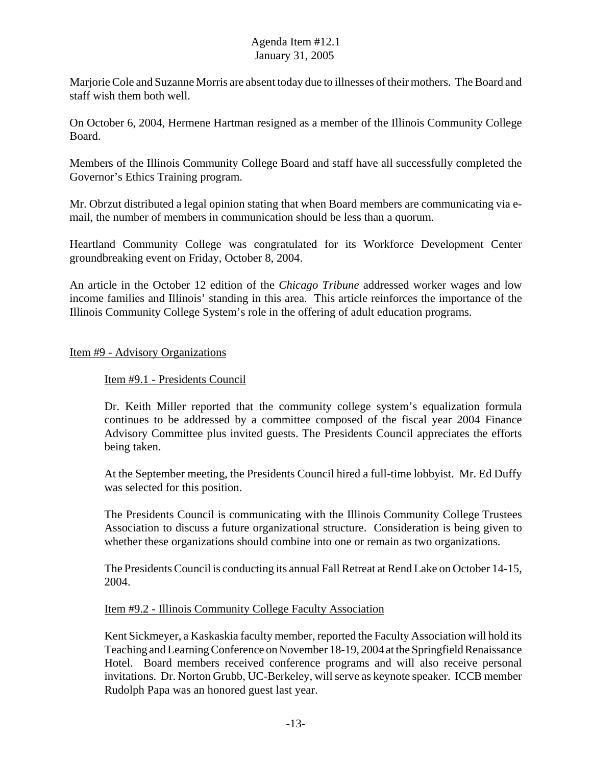Marjorie Cole and Suzanne Morris are absent today due to illnesses of their mothers. The Board and staff wish them both well.

On October 6, 2004, Hermene Hartman resigned as a member of the Illinois Community College Board.

Members of the Illinois Community College Board and staff have all successfully completed the Governor's Ethics Training program.

Mr. Obrzut distributed a legal opinion stating that when Board members are communicating via e-mail, the number of members in communication should be less than a quorum.

Heartland Community College was congratulated for its Workforce Development Center groundbreaking event on Friday, October 8, 2004.

An article in the October 12 edition of the *Chicago Tribune* addressed worker wages and low income families and Illinois' standing in this area. This article reinforces the importance of the Illinois Community College System's role in the offering of adult education programs.

## Item #9 - Advisory Organizations

### Item #9.1 - Presidents Council

Dr. Keith Miller reported that the community college system's equalization formula continues to be addressed by a committee composed of the fiscal year 2004 Finance Advisory Committee plus invited guests. The Presidents Council appreciates the efforts being taken.

At the September meeting, the Presidents Council hired a full-time lobbyist. Mr. Ed Duffy was selected for this position.

The Presidents Council is communicating with the Illinois Community College Trustees Association to discuss a future organizational structure. Consideration is being given to whether these organizations should combine into one or remain as two organizations.

The Presidents Council is conducting its annual Fall Retreat at Rend Lake on October 14-15, 2004.

### Item #9.2 - Illinois Community College Faculty Association

Kent Sickmeyer, a Kaskaskia faculty member, reported the Faculty Association will hold its Teaching and Learning Conference on November 18-19, 2004 at the Springfield Renaissance Hotel. Board members received conference programs and will also receive personal invitations. Dr. Norton Grubb, UC-Berkeley, will serve as keynote speaker. ICCB member Rudolph Papa was an honored guest last year.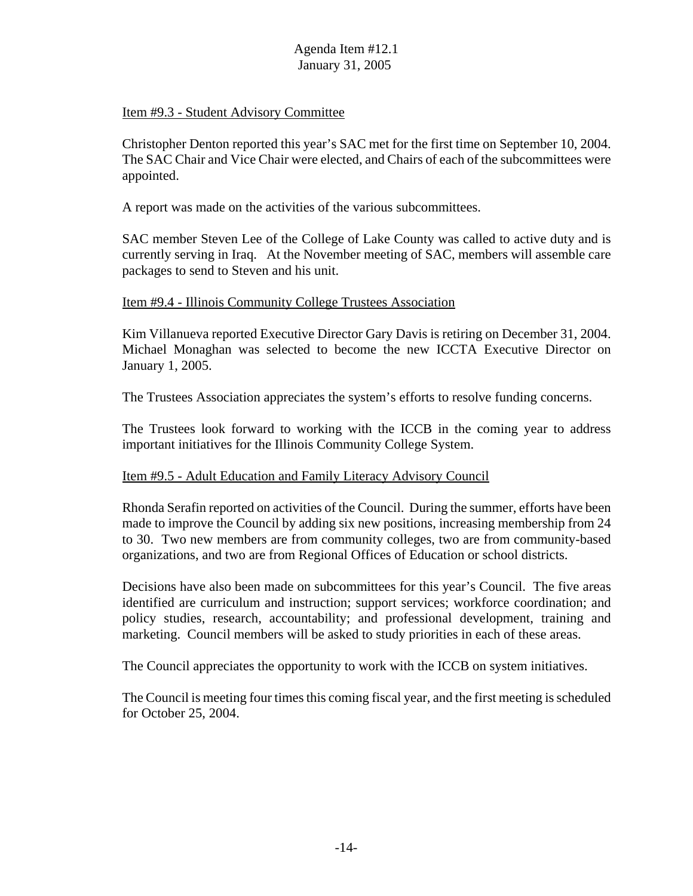Item #9.3 - Student Advisory Committee

Christopher Denton reported this year's SAC met for the first time on September 10, 2004. The SAC Chair and Vice Chair were elected, and Chairs of each of the subcommittees were appointed.

A report was made on the activities of the various subcommittees.

SAC member Steven Lee of the College of Lake County was called to active duty and is currently serving in Iraq. At the November meeting of SAC, members will assemble care packages to send to Steven and his unit.

Item #9.4 - Illinois Community College Trustees Association

Kim Villanueva reported Executive Director Gary Davis is retiring on December 31, 2004. Michael Monaghan was selected to become the new ICCTA Executive Director on January 1, 2005.

The Trustees Association appreciates the system's efforts to resolve funding concerns.

The Trustees look forward to working with the ICCB in the coming year to address important initiatives for the Illinois Community College System.

Item #9.5 - Adult Education and Family Literacy Advisory Council

Rhonda Serafin reported on activities of the Council. During the summer, efforts have been made to improve the Council by adding six new positions, increasing membership from 24 to 30. Two new members are from community colleges, two are from community-based organizations, and two are from Regional Offices of Education or school districts.

Decisions have also been made on subcommittees for this year's Council. The five areas identified are curriculum and instruction; support services; workforce coordination; and policy studies, research, accountability; and professional development, training and marketing. Council members will be asked to study priorities in each of these areas.

The Council appreciates the opportunity to work with the ICCB on system initiatives.

The Council is meeting four times this coming fiscal year, and the first meeting is scheduled for October 25, 2004.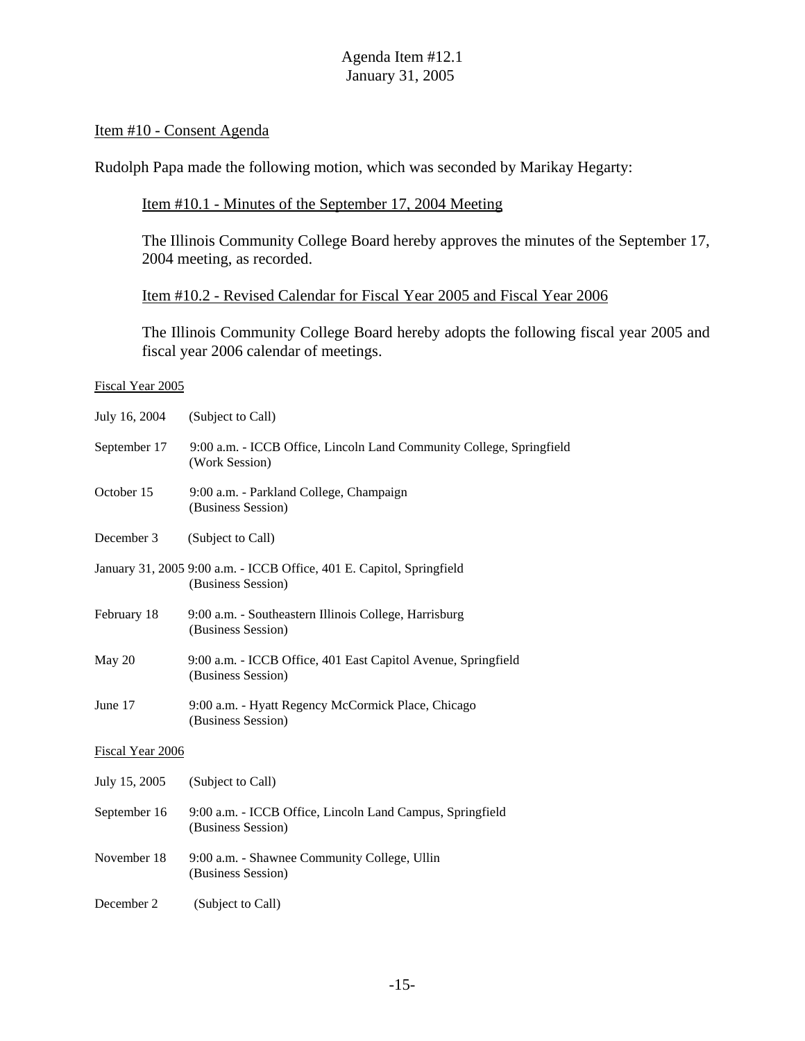Agenda Item #12.1
January 31, 2005

Item #10 - Consent Agenda

Rudolph Papa made the following motion, which was seconded by Marikay Hegarty:

Item #10.1 - Minutes of the September 17, 2004 Meeting

The Illinois Community College Board hereby approves the minutes of the September 17, 2004 meeting, as recorded.

Item #10.2 - Revised Calendar for Fiscal Year 2005 and Fiscal Year 2006

The Illinois Community College Board hereby adopts the following fiscal year 2005 and fiscal year 2006 calendar of meetings.

Fiscal Year 2005

July 16, 2004 (Subject to Call)

September 17 9:00 a.m. - ICCB Office, Lincoln Land Community College, Springfield
(Work Session)

October 15 9:00 a.m. - Parkland College, Champaign
(Business Session)

December 3 (Subject to Call)

January 31, 2005 9:00 a.m. - ICCB Office, 401 E. Capitol, Springfield
(Business Session)

February 18 9:00 a.m. - Southeastern Illinois College, Harrisburg
(Business Session)

May 20 9:00 a.m. - ICCB Office, 401 East Capitol Avenue, Springfield
(Business Session)

June 17 9:00 a.m. - Hyatt Regency McCormick Place, Chicago
(Business Session)

Fiscal Year 2006

July 15, 2005 (Subject to Call)

September 16 9:00 a.m. - ICCB Office, Lincoln Land Campus, Springfield
(Business Session)

November 18 9:00 a.m. - Shawnee Community College, Ullin
(Business Session)

December 2 (Subject to Call)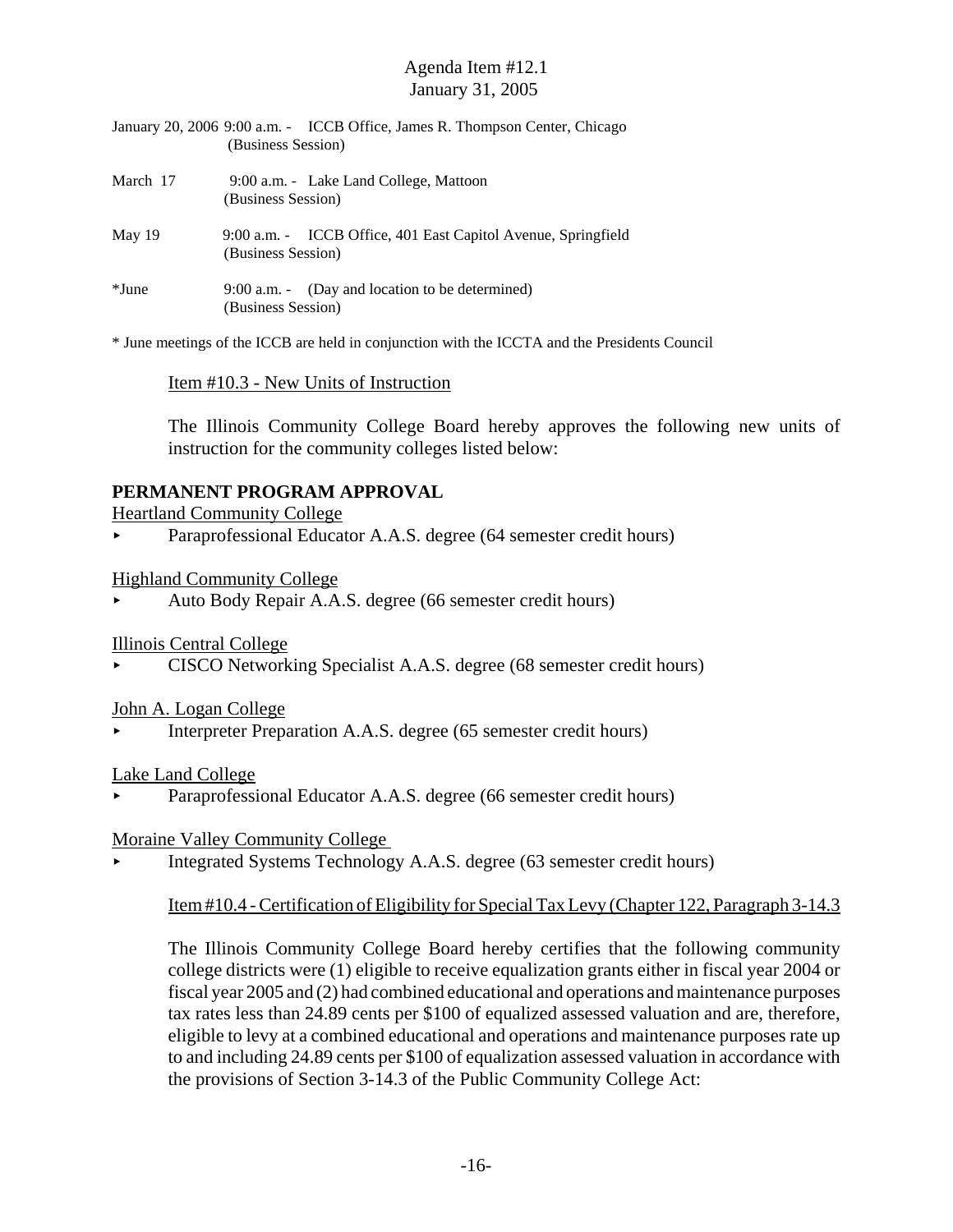Agenda Item #12.1
January 31, 2005

January 20, 2006 9:00 a.m. - ICCB Office, James R. Thompson Center, Chicago
(Business Session)

March 17 9:00 a.m. - Lake Land College, Mattoon
(Business Session)

May 19 9:00 a.m. - ICCB Office, 401 East Capitol Avenue, Springfield
(Business Session)

*June 9:00 a.m. - (Day and location to be determined)
(Business Session)

* June meetings of the ICCB are held in conjunction with the ICCTA and the Presidents Council

Item #10.3 - New Units of Instruction

The Illinois Community College Board hereby approves the following new units of instruction for the community colleges listed below:

**PERMANENT PROGRAM APPROVAL**

Heartland Community College

- Paraprofessional Educator A.A.S. degree (64 semester credit hours)

Highland Community College

- Auto Body Repair A.A.S. degree (66 semester credit hours)

Illinois Central College

- CISCO Networking Specialist A.A.S. degree (68 semester credit hours)

John A. Logan College

- Interpreter Preparation A.A.S. degree (65 semester credit hours)

Lake Land College

- Paraprofessional Educator A.A.S. degree (66 semester credit hours)

Moraine Valley Community College

- Integrated Systems Technology A.A.S. degree (63 semester credit hours)

Item #10.4 - Certification of Eligibility for Special Tax Levy (Chapter 122, Paragraph 3-14.3

The Illinois Community College Board hereby certifies that the following community college districts were (1) eligible to receive equalization grants either in fiscal year 2004 or fiscal year 2005 and (2) had combined educational and operations and maintenance purposes tax rates less than 24.89 cents per $100 of equalized assessed valuation and are, therefore, eligible to levy at a combined educational and operations and maintenance purposes rate up to and including 24.89 cents per $100 of equalization assessed valuation in accordance with the provisions of Section 3-14.3 of the Public Community College Act: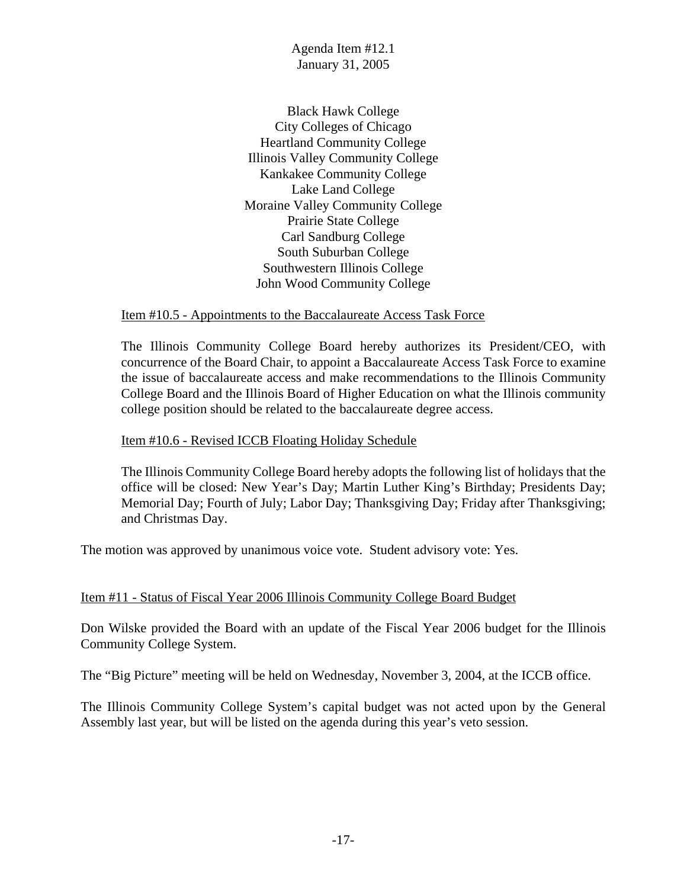Black Hawk College
City Colleges of Chicago
Heartland Community College
Illinois Valley Community College
Kankakee Community College
Lake Land College
Moraine Valley Community College
Prairie State College
Carl Sandburg College
South Suburban College
Southwestern Illinois College
John Wood Community College

Item #10.5 - Appointments to the Baccalaureate Access Task Force

The Illinois Community College Board hereby authorizes its President/CEO, with concurrence of the Board Chair, to appoint a Baccalaureate Access Task Force to examine the issue of baccalaureate access and make recommendations to the Illinois Community College Board and the Illinois Board of Higher Education on what the Illinois community college position should be related to the baccalaureate degree access.

Item #10.6 - Revised ICCB Floating Holiday Schedule

The Illinois Community College Board hereby adopts the following list of holidays that the office will be closed: New Year's Day; Martin Luther King's Birthday; Presidents Day; Memorial Day; Fourth of July; Labor Day; Thanksgiving Day; Friday after Thanksgiving; and Christmas Day.

The motion was approved by unanimous voice vote. Student advisory vote: Yes.

Item #11 - Status of Fiscal Year 2006 Illinois Community College Board Budget

Don Wilske provided the Board with an update of the Fiscal Year 2006 budget for the Illinois Community College System.

The "Big Picture" meeting will be held on Wednesday, November 3, 2004, at the ICCB office.

The Illinois Community College System's capital budget was not acted upon by the General Assembly last year, but will be listed on the agenda during this year's veto session.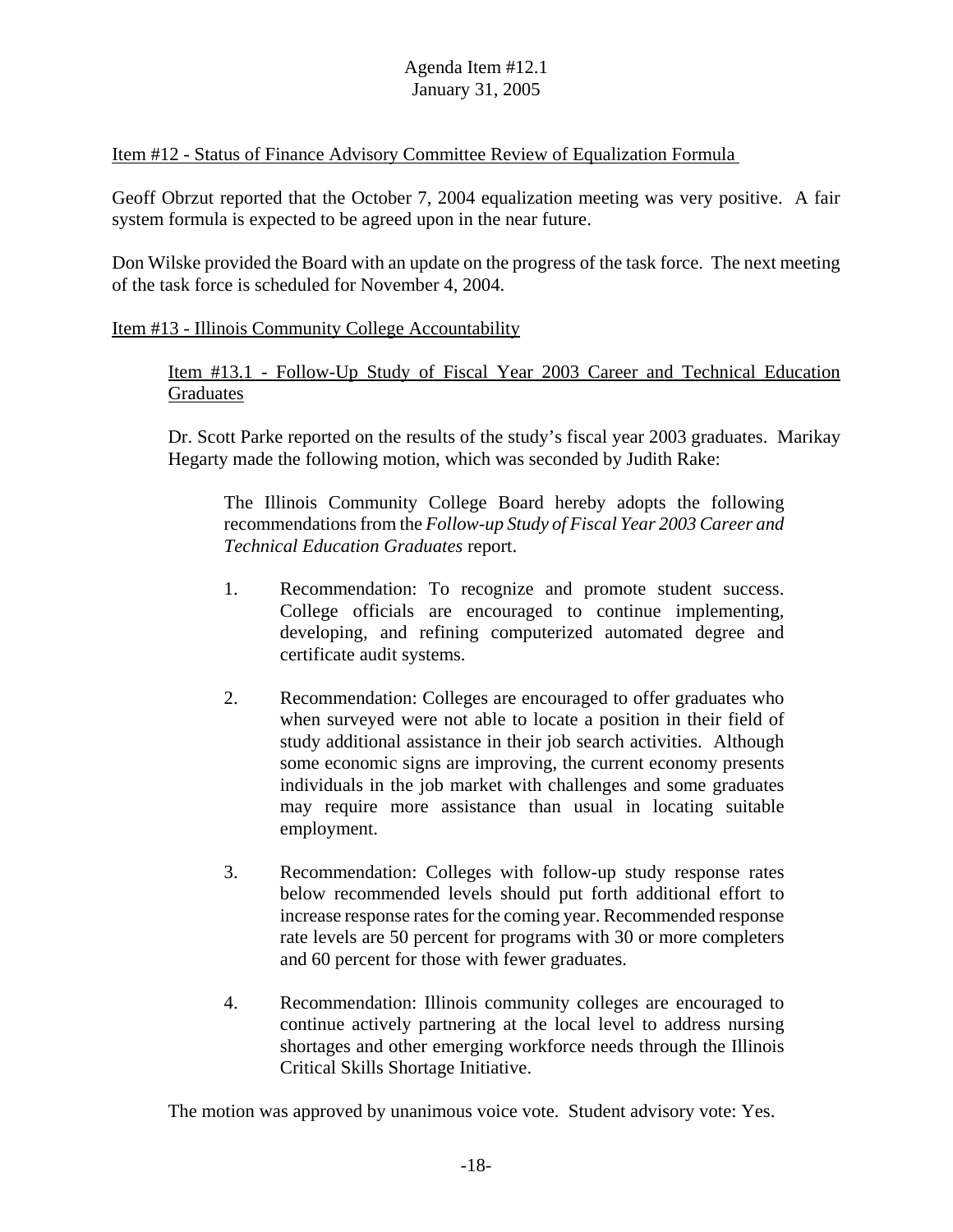Item #12 - Status of Finance Advisory Committee Review of Equalization Formula

Geoff Obrzut reported that the October 7, 2004 equalization meeting was very positive. A fair system formula is expected to be agreed upon in the near future.

Don Wilske provided the Board with an update on the progress of the task force. The next meeting of the task force is scheduled for November 4, 2004.

Item #13 - Illinois Community College Accountability

Item #13.1 - Follow-Up Study of Fiscal Year 2003 Career and Technical Education Graduates

Dr. Scott Parke reported on the results of the study's fiscal year 2003 graduates. Marikay Hegarty made the following motion, which was seconded by Judith Rake:

> The Illinois Community College Board hereby adopts the following recommendations from the *Follow-up Study of Fiscal Year 2003 Career and Technical Education Graduates* report.
>
> 1. Recommendation: To recognize and promote student success. College officials are encouraged to continue implementing, developing, and refining computerized automated degree and certificate audit systems.
>
> 2. Recommendation: Colleges are encouraged to offer graduates who when surveyed were not able to locate a position in their field of study additional assistance in their job search activities. Although some economic signs are improving, the current economy presents individuals in the job market with challenges and some graduates may require more assistance than usual in locating suitable employment.
>
> 3. Recommendation: Colleges with follow-up study response rates below recommended levels should put forth additional effort to increase response rates for the coming year. Recommended response rate levels are 50 percent for programs with 30 or more completers and 60 percent for those with fewer graduates.
>
> 4. Recommendation: Illinois community colleges are encouraged to continue actively partnering at the local level to address nursing shortages and other emerging workforce needs through the Illinois Critical Skills Shortage Initiative.

The motion was approved by unanimous voice vote. Student advisory vote: Yes.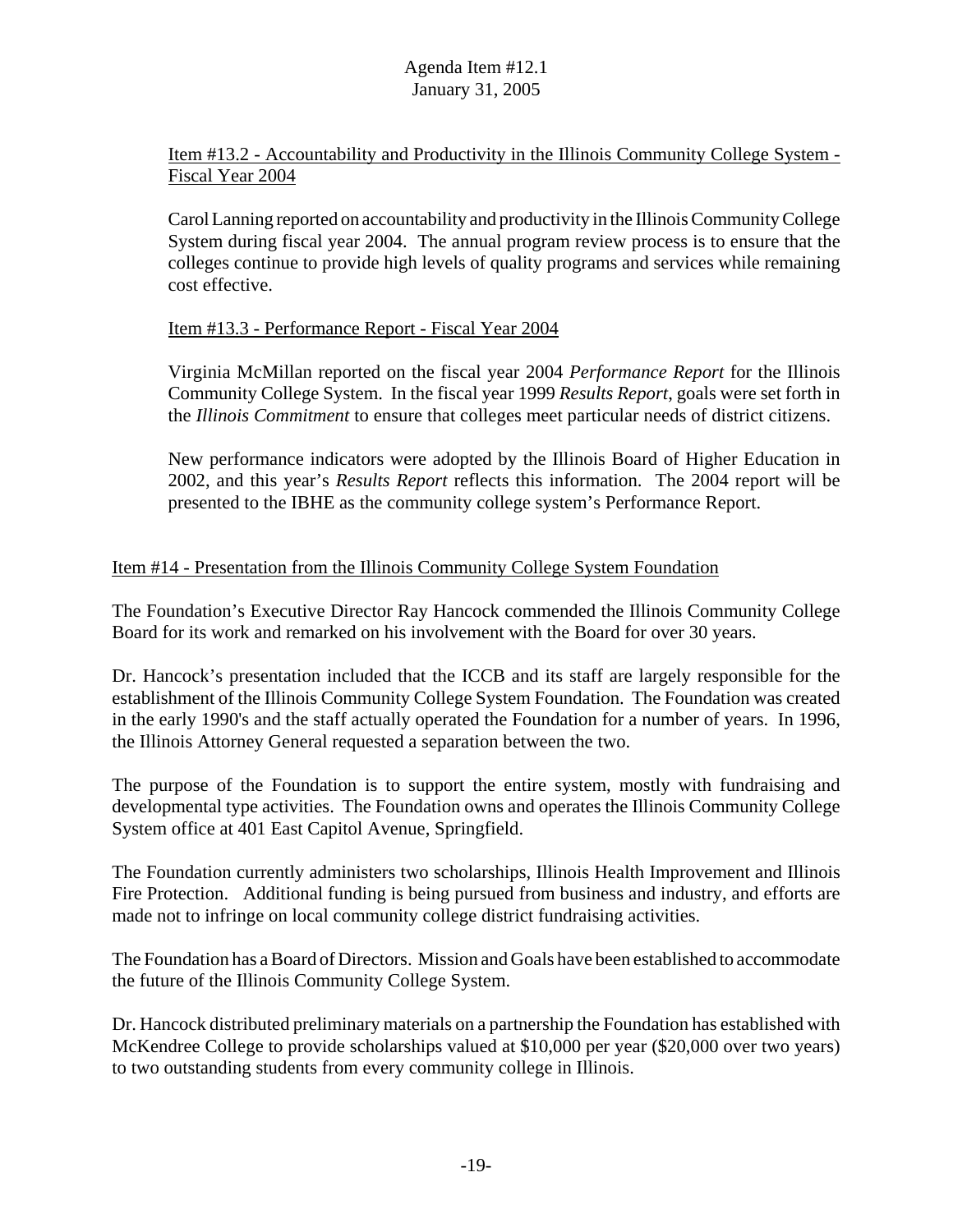Item #13.2 - Accountability and Productivity in the Illinois Community College System - Fiscal Year 2004

Carol Lanning reported on accountability and productivity in the Illinois Community College System during fiscal year 2004. The annual program review process is to ensure that the colleges continue to provide high levels of quality programs and services while remaining cost effective.

Item #13.3 - Performance Report - Fiscal Year 2004

Virginia McMillan reported on the fiscal year 2004 *Performance Report* for the Illinois Community College System. In the fiscal year 1999 *Results Report*, goals were set forth in the *Illinois Commitment* to ensure that colleges meet particular needs of district citizens.

New performance indicators were adopted by the Illinois Board of Higher Education in 2002, and this year's *Results Report* reflects this information. The 2004 report will be presented to the IBHE as the community college system's Performance Report.

Item #14 - Presentation from the Illinois Community College System Foundation

The Foundation's Executive Director Ray Hancock commended the Illinois Community College Board for its work and remarked on his involvement with the Board for over 30 years.

Dr. Hancock's presentation included that the ICCB and its staff are largely responsible for the establishment of the Illinois Community College System Foundation. The Foundation was created in the early 1990's and the staff actually operated the Foundation for a number of years. In 1996, the Illinois Attorney General requested a separation between the two.

The purpose of the Foundation is to support the entire system, mostly with fundraising and developmental type activities. The Foundation owns and operates the Illinois Community College System office at 401 East Capitol Avenue, Springfield.

The Foundation currently administers two scholarships, Illinois Health Improvement and Illinois Fire Protection. Additional funding is being pursued from business and industry, and efforts are made not to infringe on local community college district fundraising activities.

The Foundation has a Board of Directors. Mission and Goals have been established to accommodate the future of the Illinois Community College System.

Dr. Hancock distributed preliminary materials on a partnership the Foundation has established with McKendree College to provide scholarships valued at $10,000 per year ($20,000 over two years) to two outstanding students from every community college in Illinois.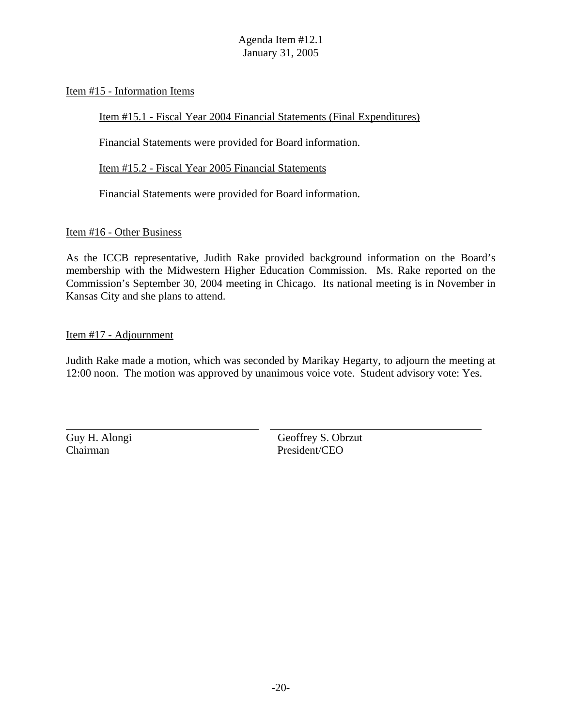Item #15 - Information Items

Item #15.1 - Fiscal Year 2004 Financial Statements (Final Expenditures)

Financial Statements were provided for Board information.

Item #15.2 - Fiscal Year 2005 Financial Statements

Financial Statements were provided for Board information.

Item #16 - Other Business

As the ICCB representative, Judith Rake provided background information on the Board's membership with the Midwestern Higher Education Commission. Ms. Rake reported on the Commission's September 30, 2004 meeting in Chicago. Its national meeting is in November in Kansas City and she plans to attend.

Item #17 - Adjournment

Judith Rake made a motion, which was seconded by Marikay Hegarty, to adjourn the meeting at 12:00 noon. The motion was approved by unanimous voice vote. Student advisory vote: Yes.

| | |
|---|---|
| Guy H. Alongi<br>Chairman | Geoffrey S. Obrzut<br>President/CEO |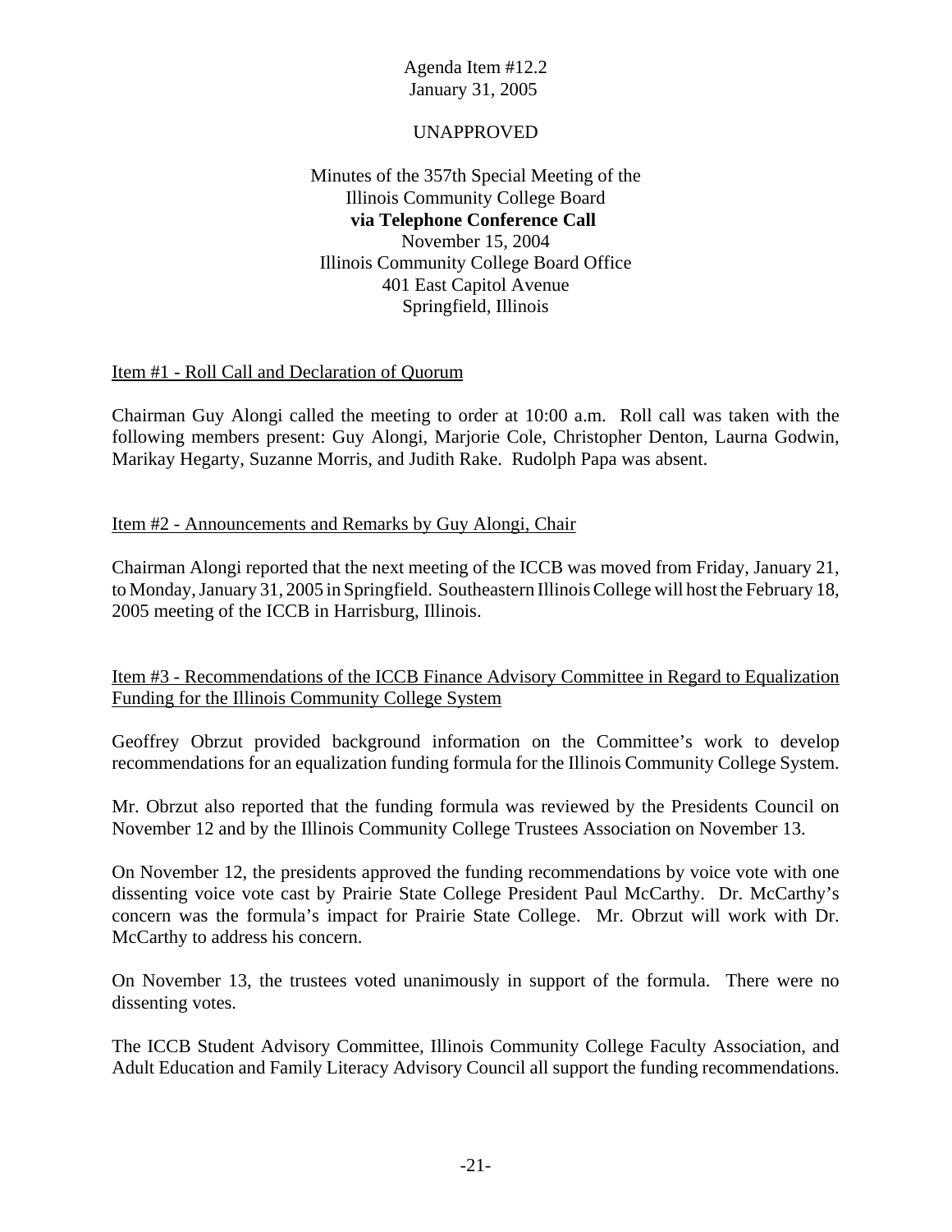Agenda Item #12.2
January 31, 2005

UNAPPROVED

Minutes of the 357th Special Meeting of the
Illinois Community College Board
**via Telephone Conference Call**
November 15, 2004
Illinois Community College Board Office
401 East Capitol Avenue
Springfield, Illinois

## Item #1 - Roll Call and Declaration of Quorum

Chairman Guy Alongi called the meeting to order at 10:00 a.m. Roll call was taken with the following members present: Guy Alongi, Marjorie Cole, Christopher Denton, Laurna Godwin, Marikay Hegarty, Suzanne Morris, and Judith Rake. Rudolph Papa was absent.

## Item #2 - Announcements and Remarks by Guy Alongi, Chair

Chairman Alongi reported that the next meeting of the ICCB was moved from Friday, January 21, to Monday, January 31, 2005 in Springfield. Southeastern Illinois College will host the February 18, 2005 meeting of the ICCB in Harrisburg, Illinois.

## Item #3 - Recommendations of the ICCB Finance Advisory Committee in Regard to Equalization Funding for the Illinois Community College System

Geoffrey Obrzut provided background information on the Committee's work to develop recommendations for an equalization funding formula for the Illinois Community College System.

Mr. Obrzut also reported that the funding formula was reviewed by the Presidents Council on November 12 and by the Illinois Community College Trustees Association on November 13.

On November 12, the presidents approved the funding recommendations by voice vote with one dissenting voice vote cast by Prairie State College President Paul McCarthy. Dr. McCarthy's concern was the formula's impact for Prairie State College. Mr. Obrzut will work with Dr. McCarthy to address his concern.

On November 13, the trustees voted unanimously in support of the formula. There were no dissenting votes.

The ICCB Student Advisory Committee, Illinois Community College Faculty Association, and Adult Education and Family Literacy Advisory Council all support the funding recommendations.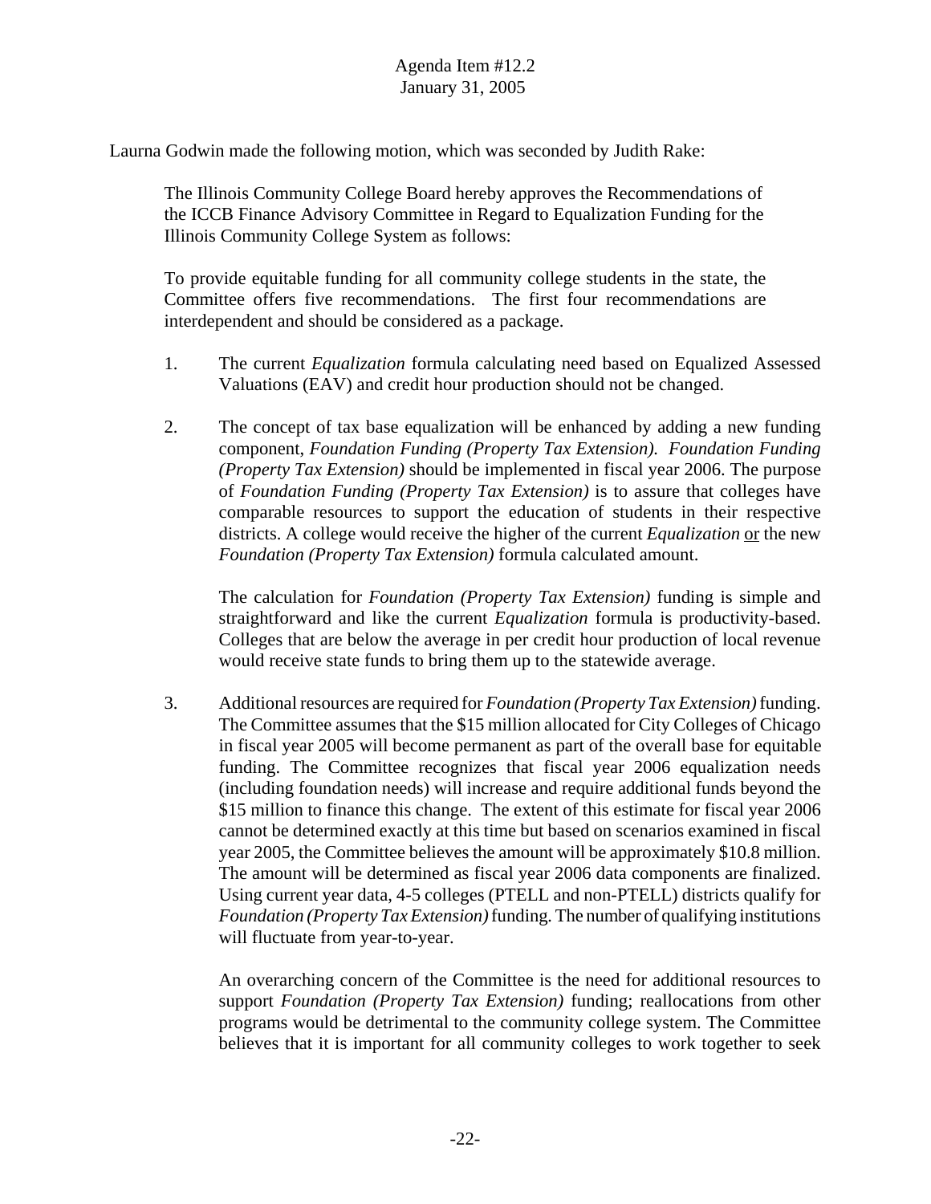Laurna Godwin made the following motion, which was seconded by Judith Rake:

The Illinois Community College Board hereby approves the Recommendations of the ICCB Finance Advisory Committee in Regard to Equalization Funding for the Illinois Community College System as follows:

To provide equitable funding for all community college students in the state, the Committee offers five recommendations. The first four recommendations are interdependent and should be considered as a package.

1. The current *Equalization* formula calculating need based on Equalized Assessed Valuations (EAV) and credit hour production should not be changed.

2. The concept of tax base equalization will be enhanced by adding a new funding component, *Foundation Funding (Property Tax Extension). Foundation Funding (Property Tax Extension)* should be implemented in fiscal year 2006. The purpose of *Foundation Funding (Property Tax Extension)* is to assure that colleges have comparable resources to support the education of students in their respective districts. A college would receive the higher of the current *Equalization* or the new *Foundation (Property Tax Extension)* formula calculated amount.

   The calculation for *Foundation (Property Tax Extension)* funding is simple and straightforward and like the current *Equalization* formula is productivity-based. Colleges that are below the average in per credit hour production of local revenue would receive state funds to bring them up to the statewide average.

3. Additional resources are required for *Foundation (Property Tax Extension)* funding. The Committee assumes that the $15 million allocated for City Colleges of Chicago in fiscal year 2005 will become permanent as part of the overall base for equitable funding. The Committee recognizes that fiscal year 2006 equalization needs (including foundation needs) will increase and require additional funds beyond the $15 million to finance this change. The extent of this estimate for fiscal year 2006 cannot be determined exactly at this time but based on scenarios examined in fiscal year 2005, the Committee believes the amount will be approximately $10.8 million. The amount will be determined as fiscal year 2006 data components are finalized. Using current year data, 4-5 colleges (PTELL and non-PTELL) districts qualify for *Foundation (Property Tax Extension)* funding. The number of qualifying institutions will fluctuate from year-to-year.

   An overarching concern of the Committee is the need for additional resources to support *Foundation (Property Tax Extension)* funding; reallocations from other programs would be detrimental to the community college system. The Committee believes that it is important for all community colleges to work together to seek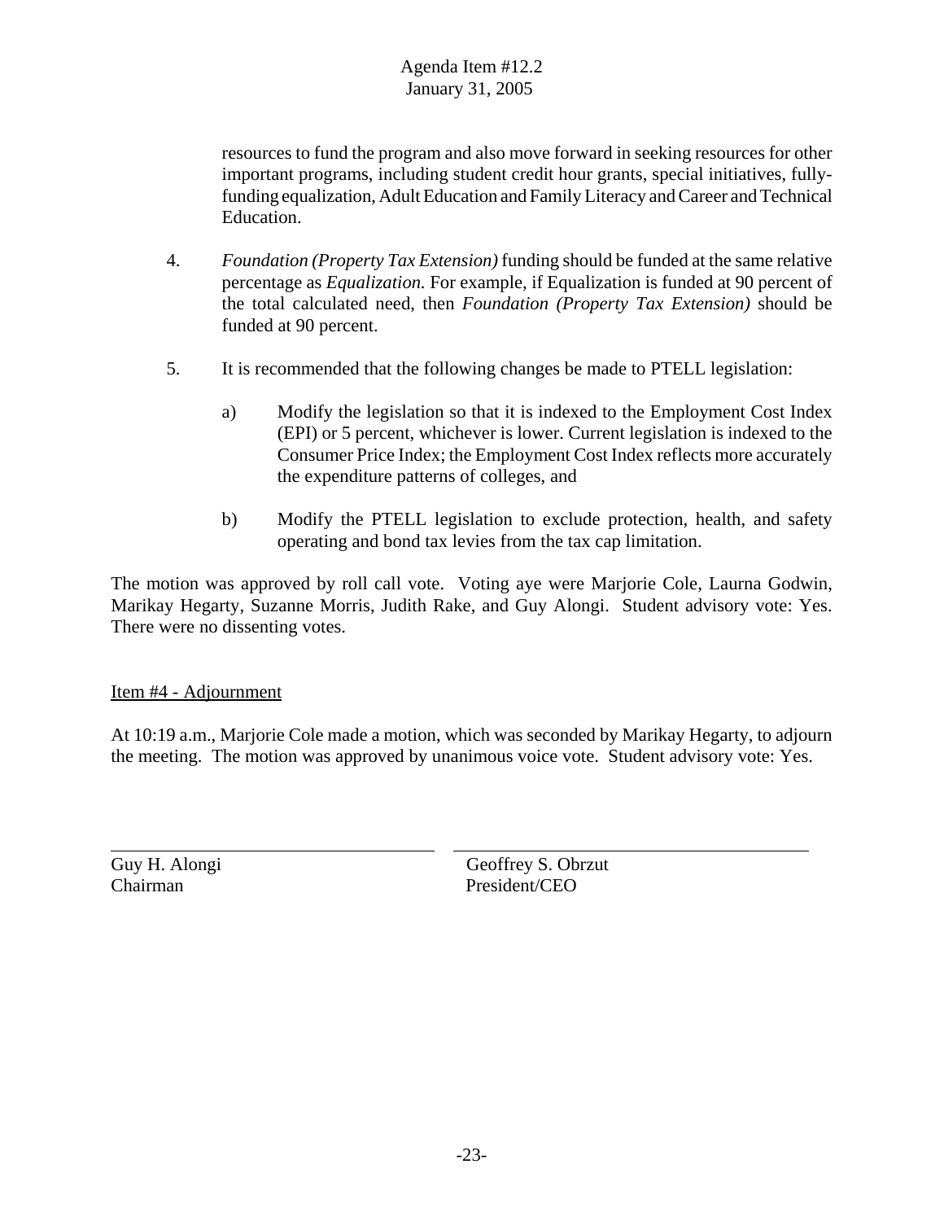resources to fund the program and also move forward in seeking resources for other important programs, including student credit hour grants, special initiatives, fully-funding equalization, Adult Education and Family Literacy and Career and Technical Education.

4. *Foundation (Property Tax Extension)* funding should be funded at the same relative percentage as *Equalization.* For example, if Equalization is funded at 90 percent of the total calculated need, then *Foundation (Property Tax Extension)* should be funded at 90 percent.

5. It is recommended that the following changes be made to PTELL legislation:

   a) Modify the legislation so that it is indexed to the Employment Cost Index (EPI) or 5 percent, whichever is lower. Current legislation is indexed to the Consumer Price Index; the Employment Cost Index reflects more accurately the expenditure patterns of colleges, and

   b) Modify the PTELL legislation to exclude protection, health, and safety operating and bond tax levies from the tax cap limitation.

The motion was approved by roll call vote. Voting aye were Marjorie Cole, Laurna Godwin, Marikay Hegarty, Suzanne Morris, Judith Rake, and Guy Alongi. Student advisory vote: Yes. There were no dissenting votes.

Item #4 - Adjournment

At 10:19 a.m., Marjorie Cole made a motion, which was seconded by Marikay Hegarty, to adjourn the meeting. The motion was approved by unanimous voice vote. Student advisory vote: Yes.

| | |
|---|---|
| Guy H. Alongi | Geoffrey S. Obrzut |
| Chairman | President/CEO |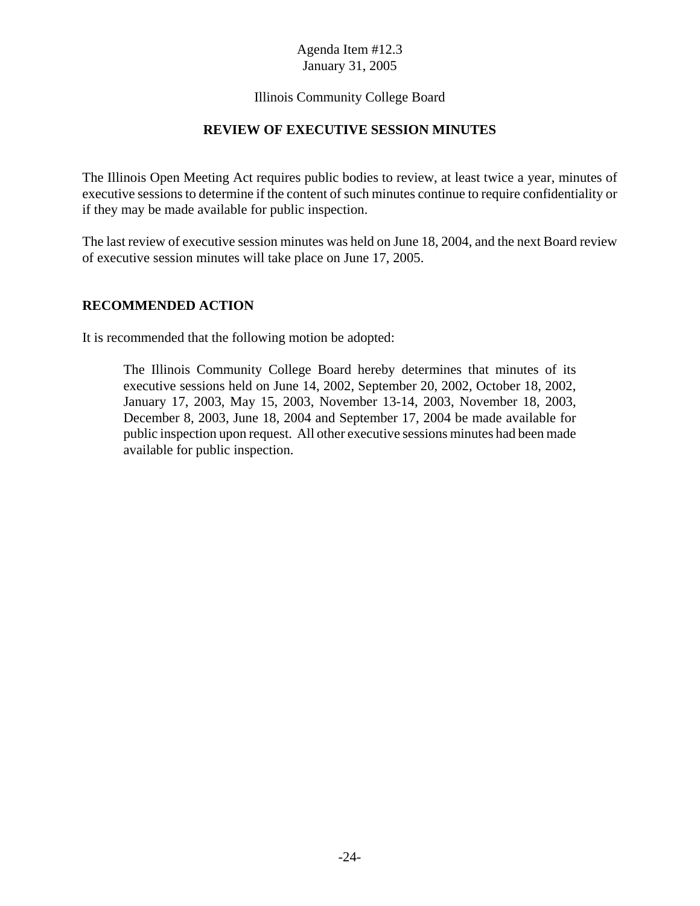Agenda Item #12.3
January 31, 2005

Illinois Community College Board

## REVIEW OF EXECUTIVE SESSION MINUTES

The Illinois Open Meeting Act requires public bodies to review, at least twice a year, minutes of executive sessions to determine if the content of such minutes continue to require confidentiality or if they may be made available for public inspection.

The last review of executive session minutes was held on June 18, 2004, and the next Board review of executive session minutes will take place on June 17, 2005.

### RECOMMENDED ACTION

It is recommended that the following motion be adopted:

> The Illinois Community College Board hereby determines that minutes of its executive sessions held on June 14, 2002, September 20, 2002, October 18, 2002, January 17, 2003, May 15, 2003, November 13-14, 2003, November 18, 2003, December 8, 2003, June 18, 2004 and September 17, 2004 be made available for public inspection upon request. All other executive sessions minutes had been made available for public inspection.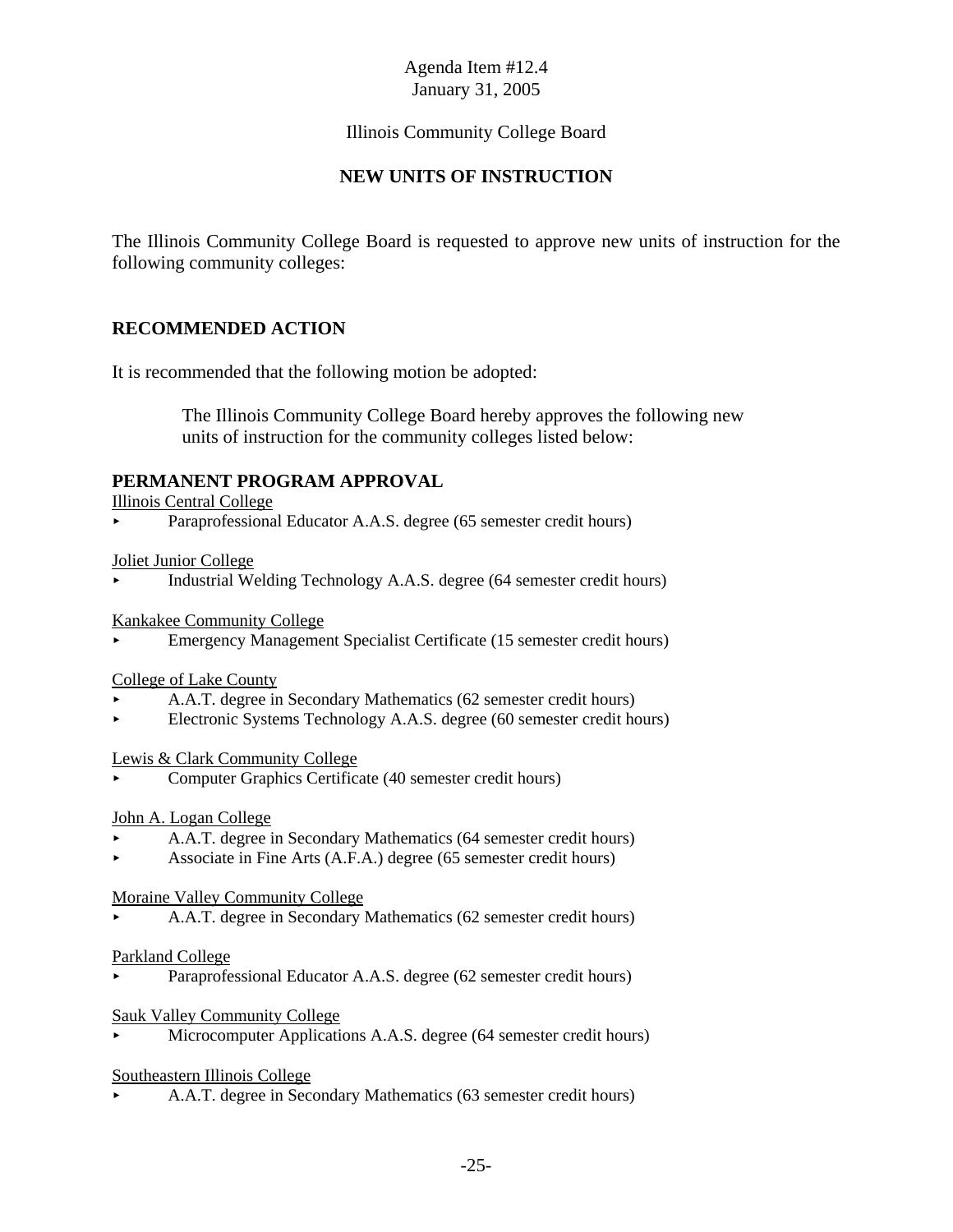Agenda Item #12.4
January 31, 2005

Illinois Community College Board

## NEW UNITS OF INSTRUCTION

The Illinois Community College Board is requested to approve new units of instruction for the following community colleges:

## RECOMMENDED ACTION

It is recommended that the following motion be adopted:

> The Illinois Community College Board hereby approves the following new units of instruction for the community colleges listed below:

## PERMANENT PROGRAM APPROVAL

Illinois Central College

- Paraprofessional Educator A.A.S. degree (65 semester credit hours)

Joliet Junior College

- Industrial Welding Technology A.A.S. degree (64 semester credit hours)

Kankakee Community College

- Emergency Management Specialist Certificate (15 semester credit hours)

College of Lake County

- A.A.T. degree in Secondary Mathematics (62 semester credit hours)
- Electronic Systems Technology A.A.S. degree (60 semester credit hours)

Lewis & Clark Community College

- Computer Graphics Certificate (40 semester credit hours)

John A. Logan College

- A.A.T. degree in Secondary Mathematics (64 semester credit hours)
- Associate in Fine Arts (A.F.A.) degree (65 semester credit hours)

Moraine Valley Community College

- A.A.T. degree in Secondary Mathematics (62 semester credit hours)

Parkland College

- Paraprofessional Educator A.A.S. degree (62 semester credit hours)

Sauk Valley Community College

- Microcomputer Applications A.A.S. degree (64 semester credit hours)

Southeastern Illinois College

- A.A.T. degree in Secondary Mathematics (63 semester credit hours)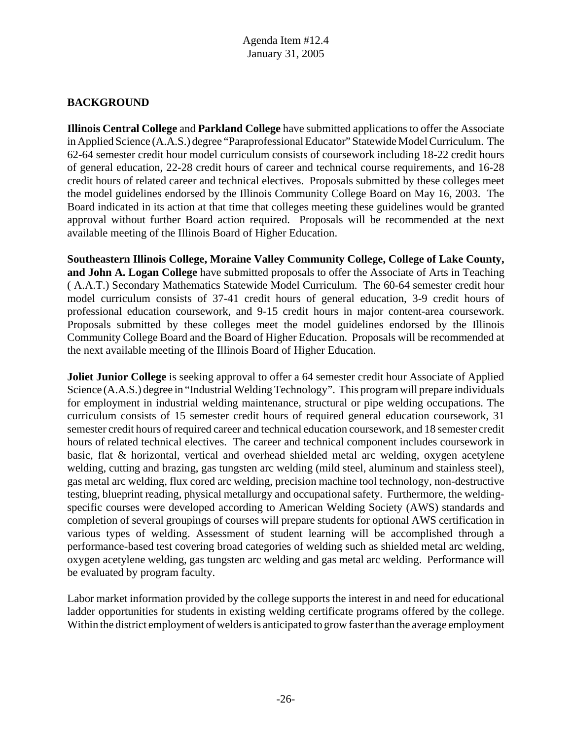## BACKGROUND

**Illinois Central College** and **Parkland College** have submitted applications to offer the Associate in Applied Science (A.A.S.) degree "Paraprofessional Educator" Statewide Model Curriculum. The 62-64 semester credit hour model curriculum consists of coursework including 18-22 credit hours of general education, 22-28 credit hours of career and technical course requirements, and 16-28 credit hours of related career and technical electives. Proposals submitted by these colleges meet the model guidelines endorsed by the Illinois Community College Board on May 16, 2003. The Board indicated in its action at that time that colleges meeting these guidelines would be granted approval without further Board action required. Proposals will be recommended at the next available meeting of the Illinois Board of Higher Education.

**Southeastern Illinois College, Moraine Valley Community College, College of Lake County, and John A. Logan College** have submitted proposals to offer the Associate of Arts in Teaching ( A.A.T.) Secondary Mathematics Statewide Model Curriculum. The 60-64 semester credit hour model curriculum consists of 37-41 credit hours of general education, 3-9 credit hours of professional education coursework, and 9-15 credit hours in major content-area coursework. Proposals submitted by these colleges meet the model guidelines endorsed by the Illinois Community College Board and the Board of Higher Education. Proposals will be recommended at the next available meeting of the Illinois Board of Higher Education.

**Joliet Junior College** is seeking approval to offer a 64 semester credit hour Associate of Applied Science (A.A.S.) degree in "Industrial Welding Technology". This program will prepare individuals for employment in industrial welding maintenance, structural or pipe welding occupations. The curriculum consists of 15 semester credit hours of required general education coursework, 31 semester credit hours of required career and technical education coursework, and 18 semester credit hours of related technical electives. The career and technical component includes coursework in basic, flat & horizontal, vertical and overhead shielded metal arc welding, oxygen acetylene welding, cutting and brazing, gas tungsten arc welding (mild steel, aluminum and stainless steel), gas metal arc welding, flux cored arc welding, precision machine tool technology, non-destructive testing, blueprint reading, physical metallurgy and occupational safety. Furthermore, the welding-specific courses were developed according to American Welding Society (AWS) standards and completion of several groupings of courses will prepare students for optional AWS certification in various types of welding. Assessment of student learning will be accomplished through a performance-based test covering broad categories of welding such as shielded metal arc welding, oxygen acetylene welding, gas tungsten arc welding and gas metal arc welding. Performance will be evaluated by program faculty.

Labor market information provided by the college supports the interest in and need for educational ladder opportunities for students in existing welding certificate programs offered by the college. Within the district employment of welders is anticipated to grow faster than the average employment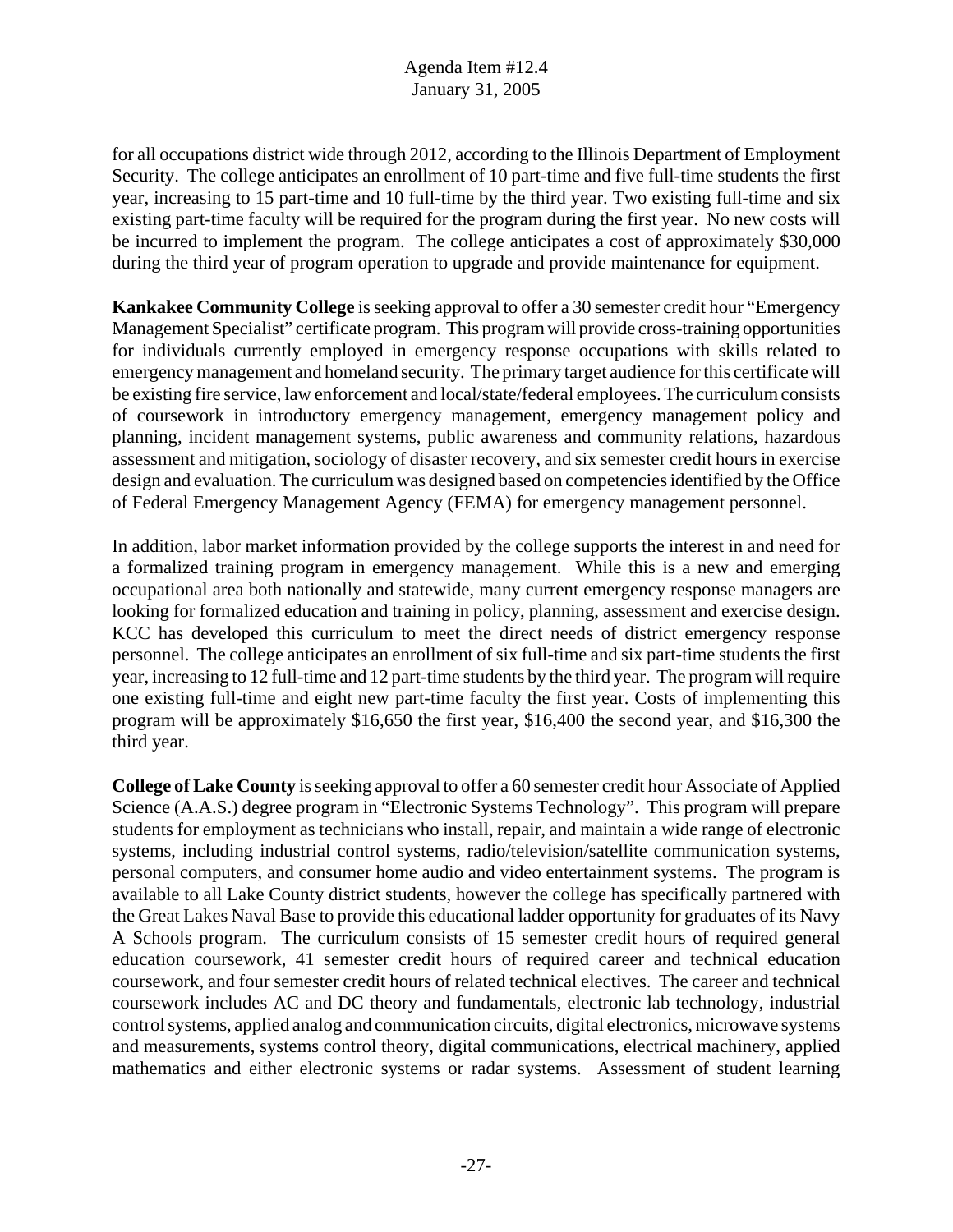for all occupations district wide through 2012, according to the Illinois Department of Employment Security. The college anticipates an enrollment of 10 part-time and five full-time students the first year, increasing to 15 part-time and 10 full-time by the third year. Two existing full-time and six existing part-time faculty will be required for the program during the first year. No new costs will be incurred to implement the program. The college anticipates a cost of approximately $30,000 during the third year of program operation to upgrade and provide maintenance for equipment.

**Kankakee Community College** is seeking approval to offer a 30 semester credit hour "Emergency Management Specialist" certificate program. This program will provide cross-training opportunities for individuals currently employed in emergency response occupations with skills related to emergency management and homeland security. The primary target audience for this certificate will be existing fire service, law enforcement and local/state/federal employees. The curriculum consists of coursework in introductory emergency management, emergency management policy and planning, incident management systems, public awareness and community relations, hazardous assessment and mitigation, sociology of disaster recovery, and six semester credit hours in exercise design and evaluation. The curriculum was designed based on competencies identified by the Office of Federal Emergency Management Agency (FEMA) for emergency management personnel.

In addition, labor market information provided by the college supports the interest in and need for a formalized training program in emergency management. While this is a new and emerging occupational area both nationally and statewide, many current emergency response managers are looking for formalized education and training in policy, planning, assessment and exercise design. KCC has developed this curriculum to meet the direct needs of district emergency response personnel. The college anticipates an enrollment of six full-time and six part-time students the first year, increasing to 12 full-time and 12 part-time students by the third year. The program will require one existing full-time and eight new part-time faculty the first year. Costs of implementing this program will be approximately $16,650 the first year, $16,400 the second year, and $16,300 the third year.

**College of Lake County** is seeking approval to offer a 60 semester credit hour Associate of Applied Science (A.A.S.) degree program in "Electronic Systems Technology". This program will prepare students for employment as technicians who install, repair, and maintain a wide range of electronic systems, including industrial control systems, radio/television/satellite communication systems, personal computers, and consumer home audio and video entertainment systems. The program is available to all Lake County district students, however the college has specifically partnered with the Great Lakes Naval Base to provide this educational ladder opportunity for graduates of its Navy A Schools program. The curriculum consists of 15 semester credit hours of required general education coursework, 41 semester credit hours of required career and technical education coursework, and four semester credit hours of related technical electives. The career and technical coursework includes AC and DC theory and fundamentals, electronic lab technology, industrial control systems, applied analog and communication circuits, digital electronics, microwave systems and measurements, systems control theory, digital communications, electrical machinery, applied mathematics and either electronic systems or radar systems. Assessment of student learning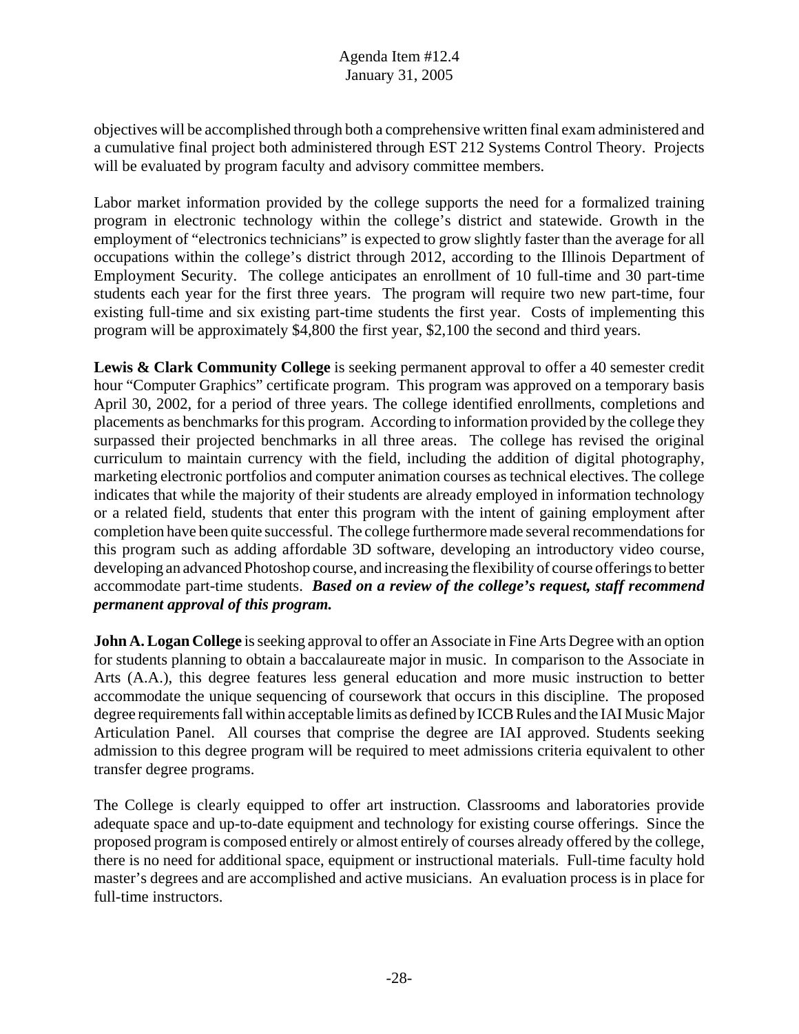objectives will be accomplished through both a comprehensive written final exam administered and a cumulative final project both administered through EST 212 Systems Control Theory. Projects will be evaluated by program faculty and advisory committee members.

Labor market information provided by the college supports the need for a formalized training program in electronic technology within the college's district and statewide. Growth in the employment of "electronics technicians" is expected to grow slightly faster than the average for all occupations within the college's district through 2012, according to the Illinois Department of Employment Security. The college anticipates an enrollment of 10 full-time and 30 part-time students each year for the first three years. The program will require two new part-time, four existing full-time and six existing part-time students the first year. Costs of implementing this program will be approximately $4,800 the first year, $2,100 the second and third years.

**Lewis & Clark Community College** is seeking permanent approval to offer a 40 semester credit hour "Computer Graphics" certificate program. This program was approved on a temporary basis April 30, 2002, for a period of three years. The college identified enrollments, completions and placements as benchmarks for this program. According to information provided by the college they surpassed their projected benchmarks in all three areas. The college has revised the original curriculum to maintain currency with the field, including the addition of digital photography, marketing electronic portfolios and computer animation courses as technical electives. The college indicates that while the majority of their students are already employed in information technology or a related field, students that enter this program with the intent of gaining employment after completion have been quite successful. The college furthermore made several recommendations for this program such as adding affordable 3D software, developing an introductory video course, developing an advanced Photoshop course, and increasing the flexibility of course offerings to better accommodate part-time students. ***Based on a review of the college's request, staff recommend permanent approval of this program.***

**John A. Logan College** is seeking approval to offer an Associate in Fine Arts Degree with an option for students planning to obtain a baccalaureate major in music. In comparison to the Associate in Arts (A.A.), this degree features less general education and more music instruction to better accommodate the unique sequencing of coursework that occurs in this discipline. The proposed degree requirements fall within acceptable limits as defined by ICCB Rules and the IAI Music Major Articulation Panel. All courses that comprise the degree are IAI approved. Students seeking admission to this degree program will be required to meet admissions criteria equivalent to other transfer degree programs.

The College is clearly equipped to offer art instruction. Classrooms and laboratories provide adequate space and up-to-date equipment and technology for existing course offerings. Since the proposed program is composed entirely or almost entirely of courses already offered by the college, there is no need for additional space, equipment or instructional materials. Full-time faculty hold master's degrees and are accomplished and active musicians. An evaluation process is in place for full-time instructors.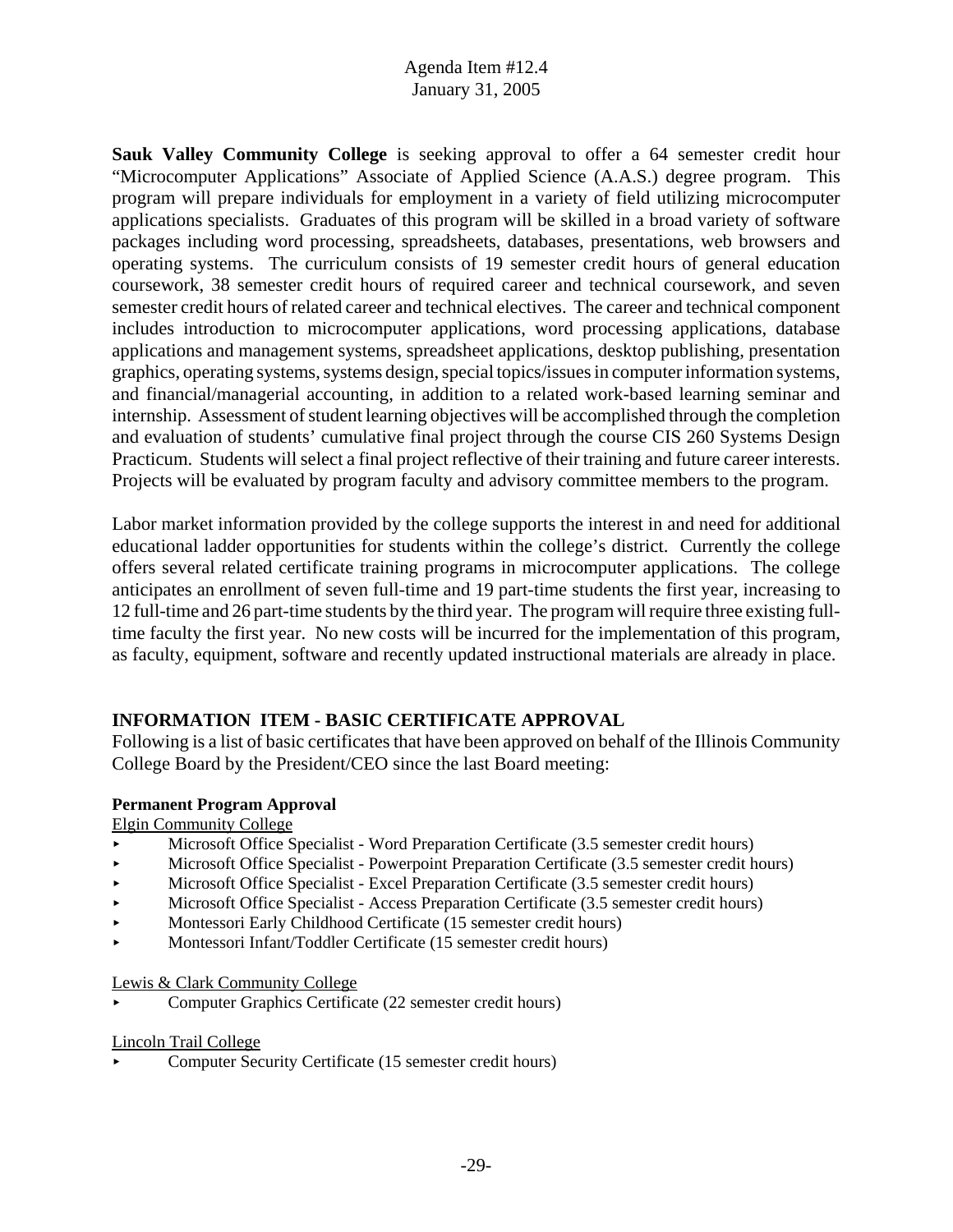**Sauk Valley Community College** is seeking approval to offer a 64 semester credit hour "Microcomputer Applications" Associate of Applied Science (A.A.S.) degree program. This program will prepare individuals for employment in a variety of field utilizing microcomputer applications specialists. Graduates of this program will be skilled in a broad variety of software packages including word processing, spreadsheets, databases, presentations, web browsers and operating systems. The curriculum consists of 19 semester credit hours of general education coursework, 38 semester credit hours of required career and technical coursework, and seven semester credit hours of related career and technical electives. The career and technical component includes introduction to microcomputer applications, word processing applications, database applications and management systems, spreadsheet applications, desktop publishing, presentation graphics, operating systems, systems design, special topics/issues in computer information systems, and financial/managerial accounting, in addition to a related work-based learning seminar and internship. Assessment of student learning objectives will be accomplished through the completion and evaluation of students' cumulative final project through the course CIS 260 Systems Design Practicum. Students will select a final project reflective of their training and future career interests. Projects will be evaluated by program faculty and advisory committee members to the program.

Labor market information provided by the college supports the interest in and need for additional educational ladder opportunities for students within the college's district. Currently the college offers several related certificate training programs in microcomputer applications. The college anticipates an enrollment of seven full-time and 19 part-time students the first year, increasing to 12 full-time and 26 part-time students by the third year. The program will require three existing full-time faculty the first year. No new costs will be incurred for the implementation of this program, as faculty, equipment, software and recently updated instructional materials are already in place.

## INFORMATION ITEM - BASIC CERTIFICATE APPROVAL

Following is a list of basic certificates that have been approved on behalf of the Illinois Community College Board by the President/CEO since the last Board meeting:

**Permanent Program Approval**

Elgin Community College

- Microsoft Office Specialist - Word Preparation Certificate (3.5 semester credit hours)
- Microsoft Office Specialist - Powerpoint Preparation Certificate (3.5 semester credit hours)
- Microsoft Office Specialist - Excel Preparation Certificate (3.5 semester credit hours)
- Microsoft Office Specialist - Access Preparation Certificate (3.5 semester credit hours)
- Montessori Early Childhood Certificate (15 semester credit hours)
- Montessori Infant/Toddler Certificate (15 semester credit hours)

Lewis & Clark Community College

- Computer Graphics Certificate (22 semester credit hours)

Lincoln Trail College

- Computer Security Certificate (15 semester credit hours)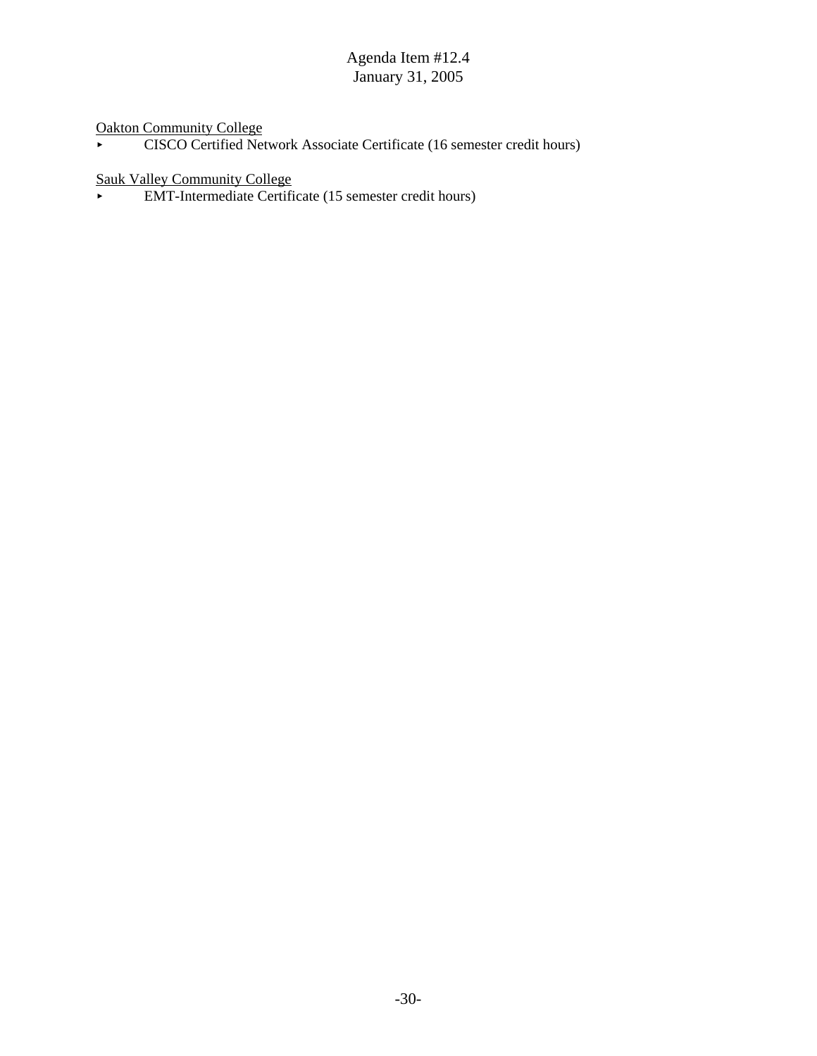Oakton Community College

- CISCO Certified Network Associate Certificate (16 semester credit hours)

Sauk Valley Community College

- EMT-Intermediate Certificate (15 semester credit hours)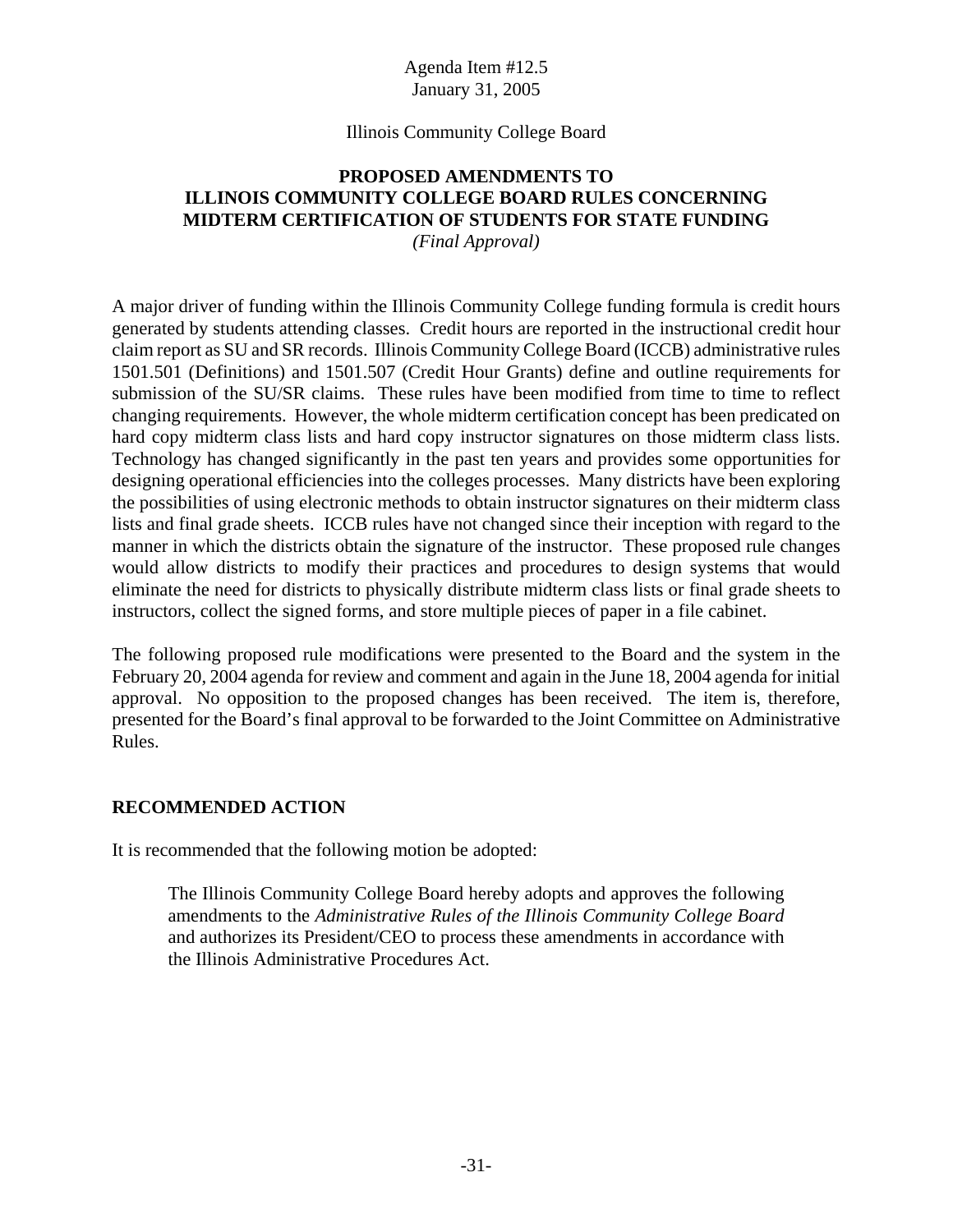Agenda Item #12.5
January 31, 2005

Illinois Community College Board

**PROPOSED AMENDMENTS TO**
**ILLINOIS COMMUNITY COLLEGE BOARD RULES CONCERNING**
**MIDTERM CERTIFICATION OF STUDENTS FOR STATE FUNDING**
*(Final Approval)*

A major driver of funding within the Illinois Community College funding formula is credit hours generated by students attending classes. Credit hours are reported in the instructional credit hour claim report as SU and SR records. Illinois Community College Board (ICCB) administrative rules 1501.501 (Definitions) and 1501.507 (Credit Hour Grants) define and outline requirements for submission of the SU/SR claims. These rules have been modified from time to time to reflect changing requirements. However, the whole midterm certification concept has been predicated on hard copy midterm class lists and hard copy instructor signatures on those midterm class lists. Technology has changed significantly in the past ten years and provides some opportunities for designing operational efficiencies into the colleges processes. Many districts have been exploring the possibilities of using electronic methods to obtain instructor signatures on their midterm class lists and final grade sheets. ICCB rules have not changed since their inception with regard to the manner in which the districts obtain the signature of the instructor. These proposed rule changes would allow districts to modify their practices and procedures to design systems that would eliminate the need for districts to physically distribute midterm class lists or final grade sheets to instructors, collect the signed forms, and store multiple pieces of paper in a file cabinet.

The following proposed rule modifications were presented to the Board and the system in the February 20, 2004 agenda for review and comment and again in the June 18, 2004 agenda for initial approval. No opposition to the proposed changes has been received. The item is, therefore, presented for the Board's final approval to be forwarded to the Joint Committee on Administrative Rules.

## RECOMMENDED ACTION

It is recommended that the following motion be adopted:

> The Illinois Community College Board hereby adopts and approves the following amendments to the *Administrative Rules of the Illinois Community College Board* and authorizes its President/CEO to process these amendments in accordance with the Illinois Administrative Procedures Act.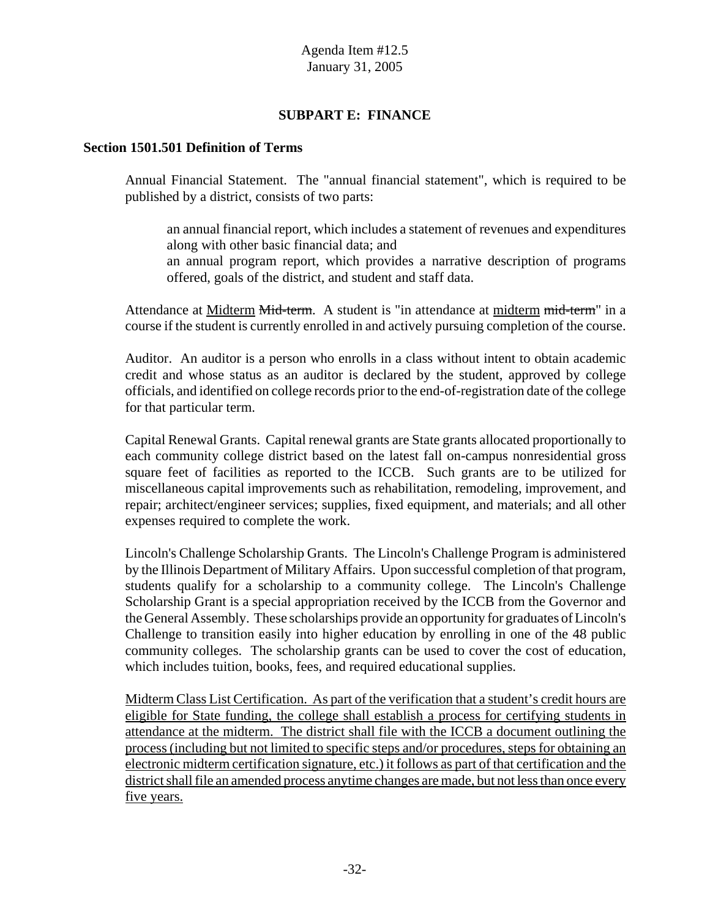Agenda Item #12.5
January 31, 2005

## SUBPART E: FINANCE

### Section 1501.501 Definition of Terms

Annual Financial Statement. The "annual financial statement", which is required to be published by a district, consists of two parts:

> an annual financial report, which includes a statement of revenues and expenditures along with other basic financial data; and
>
> an annual program report, which provides a narrative description of programs offered, goals of the district, and student and staff data.

Attendance at <u>Midterm</u> ~~Mid-term~~. A student is "in attendance at <u>midterm</u> ~~mid-term~~" in a course if the student is currently enrolled in and actively pursuing completion of the course.

Auditor. An auditor is a person who enrolls in a class without intent to obtain academic credit and whose status as an auditor is declared by the student, approved by college officials, and identified on college records prior to the end-of-registration date of the college for that particular term.

Capital Renewal Grants. Capital renewal grants are State grants allocated proportionally to each community college district based on the latest fall on-campus nonresidential gross square feet of facilities as reported to the ICCB. Such grants are to be utilized for miscellaneous capital improvements such as rehabilitation, remodeling, improvement, and repair; architect/engineer services; supplies, fixed equipment, and materials; and all other expenses required to complete the work.

Lincoln's Challenge Scholarship Grants. The Lincoln's Challenge Program is administered by the Illinois Department of Military Affairs. Upon successful completion of that program, students qualify for a scholarship to a community college. The Lincoln's Challenge Scholarship Grant is a special appropriation received by the ICCB from the Governor and the General Assembly. These scholarships provide an opportunity for graduates of Lincoln's Challenge to transition easily into higher education by enrolling in one of the 48 public community colleges. The scholarship grants can be used to cover the cost of education, which includes tuition, books, fees, and required educational supplies.

<u>Midterm Class List Certification. As part of the verification that a student's credit hours are eligible for State funding, the college shall establish a process for certifying students in attendance at the midterm. The district shall file with the ICCB a document outlining the process (including but not limited to specific steps and/or procedures, steps for obtaining an electronic midterm certification signature, etc.) it follows as part of that certification and the district shall file an amended process anytime changes are made, but not less than once every five years.</u>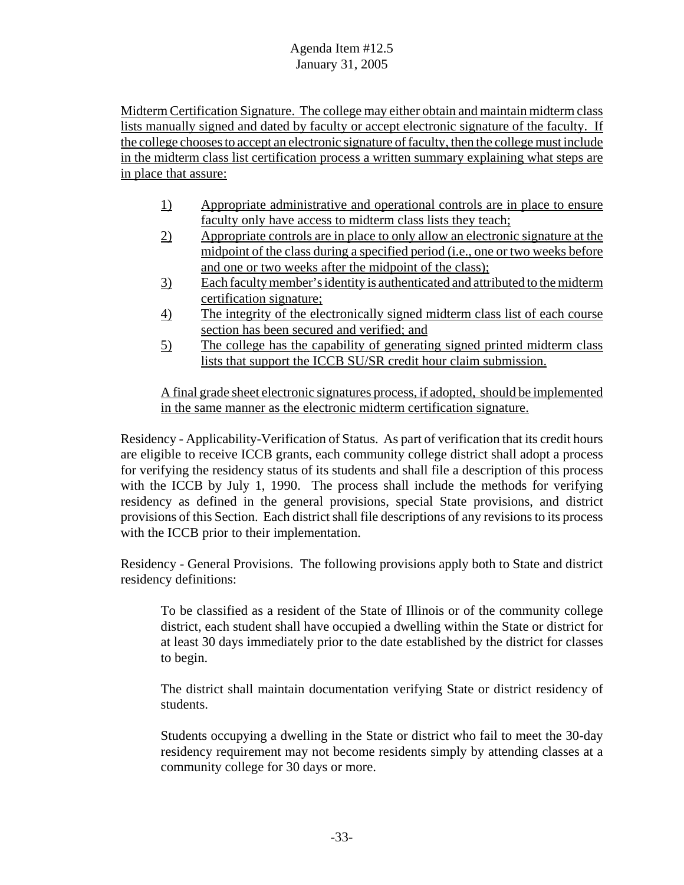Midterm Certification Signature. The college may either obtain and maintain midterm class lists manually signed and dated by faculty or accept electronic signature of the faculty. If the college chooses to accept an electronic signature of faculty, then the college must include in the midterm class list certification process a written summary explaining what steps are in place that assure:

1) Appropriate administrative and operational controls are in place to ensure faculty only have access to midterm class lists they teach;
2) Appropriate controls are in place to only allow an electronic signature at the midpoint of the class during a specified period (i.e., one or two weeks before and one or two weeks after the midpoint of the class);
3) Each faculty member's identity is authenticated and attributed to the midterm certification signature;
4) The integrity of the electronically signed midterm class list of each course section has been secured and verified; and
5) The college has the capability of generating signed printed midterm class lists that support the ICCB SU/SR credit hour claim submission.

A final grade sheet electronic signatures process, if adopted, should be implemented in the same manner as the electronic midterm certification signature.

Residency - Applicability-Verification of Status. As part of verification that its credit hours are eligible to receive ICCB grants, each community college district shall adopt a process for verifying the residency status of its students and shall file a description of this process with the ICCB by July 1, 1990. The process shall include the methods for verifying residency as defined in the general provisions, special State provisions, and district provisions of this Section. Each district shall file descriptions of any revisions to its process with the ICCB prior to their implementation.

Residency - General Provisions. The following provisions apply both to State and district residency definitions:

To be classified as a resident of the State of Illinois or of the community college district, each student shall have occupied a dwelling within the State or district for at least 30 days immediately prior to the date established by the district for classes to begin.

The district shall maintain documentation verifying State or district residency of students.

Students occupying a dwelling in the State or district who fail to meet the 30-day residency requirement may not become residents simply by attending classes at a community college for 30 days or more.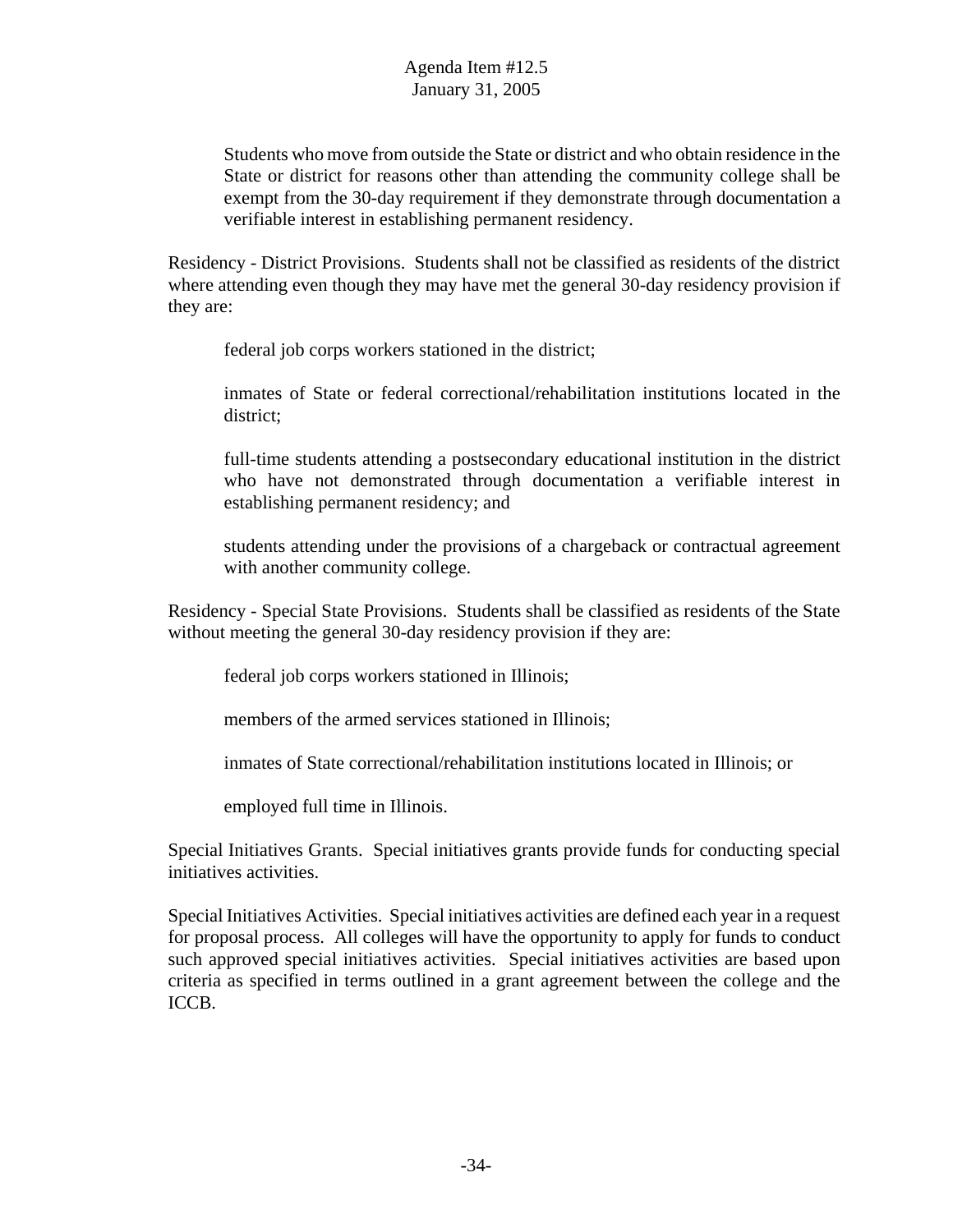Students who move from outside the State or district and who obtain residence in the State or district for reasons other than attending the community college shall be exempt from the 30-day requirement if they demonstrate through documentation a verifiable interest in establishing permanent residency.

Residency - District Provisions. Students shall not be classified as residents of the district where attending even though they may have met the general 30-day residency provision if they are:

federal job corps workers stationed in the district;

inmates of State or federal correctional/rehabilitation institutions located in the district;

full-time students attending a postsecondary educational institution in the district who have not demonstrated through documentation a verifiable interest in establishing permanent residency; and

students attending under the provisions of a chargeback or contractual agreement with another community college.

Residency - Special State Provisions. Students shall be classified as residents of the State without meeting the general 30-day residency provision if they are:

federal job corps workers stationed in Illinois;

members of the armed services stationed in Illinois;

inmates of State correctional/rehabilitation institutions located in Illinois; or

employed full time in Illinois.

Special Initiatives Grants. Special initiatives grants provide funds for conducting special initiatives activities.

Special Initiatives Activities. Special initiatives activities are defined each year in a request for proposal process. All colleges will have the opportunity to apply for funds to conduct such approved special initiatives activities. Special initiatives activities are based upon criteria as specified in terms outlined in a grant agreement between the college and the ICCB.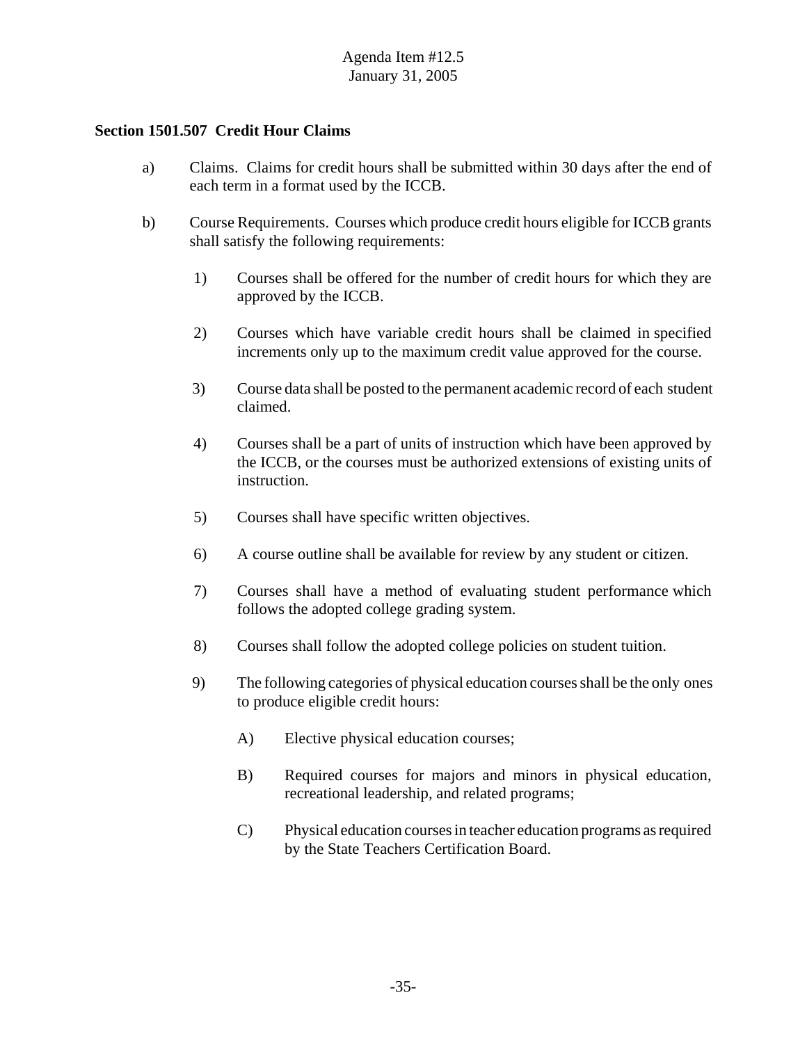**Section 1501.507 Credit Hour Claims**

a) Claims. Claims for credit hours shall be submitted within 30 days after the end of each term in a format used by the ICCB.

b) Course Requirements. Courses which produce credit hours eligible for ICCB grants shall satisfy the following requirements:

1) Courses shall be offered for the number of credit hours for which they are approved by the ICCB.

2) Courses which have variable credit hours shall be claimed in specified increments only up to the maximum credit value approved for the course.

3) Course data shall be posted to the permanent academic record of each student claimed.

4) Courses shall be a part of units of instruction which have been approved by the ICCB, or the courses must be authorized extensions of existing units of instruction.

5) Courses shall have specific written objectives.

6) A course outline shall be available for review by any student or citizen.

7) Courses shall have a method of evaluating student performance which follows the adopted college grading system.

8) Courses shall follow the adopted college policies on student tuition.

9) The following categories of physical education courses shall be the only ones to produce eligible credit hours:

A) Elective physical education courses;

B) Required courses for majors and minors in physical education, recreational leadership, and related programs;

C) Physical education courses in teacher education programs as required by the State Teachers Certification Board.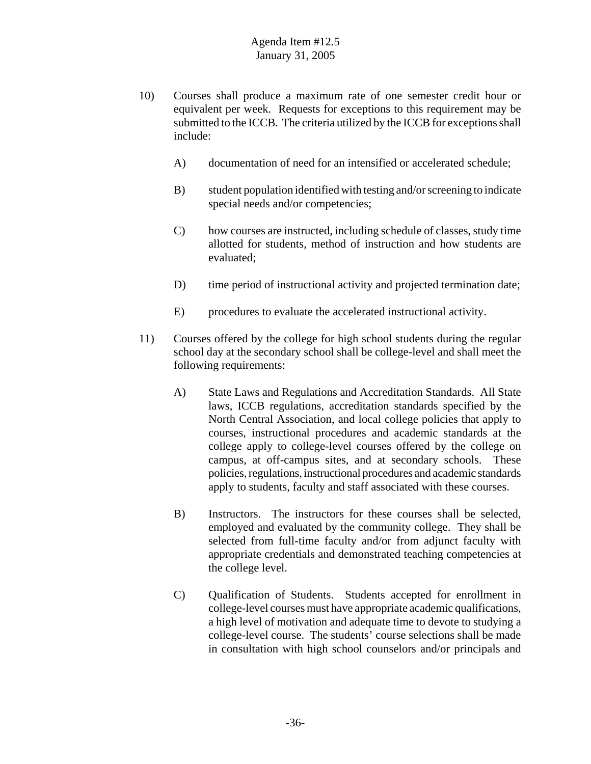10) Courses shall produce a maximum rate of one semester credit hour or equivalent per week. Requests for exceptions to this requirement may be submitted to the ICCB. The criteria utilized by the ICCB for exceptions shall include:

   A) documentation of need for an intensified or accelerated schedule;

   B) student population identified with testing and/or screening to indicate special needs and/or competencies;

   C) how courses are instructed, including schedule of classes, study time allotted for students, method of instruction and how students are evaluated;

   D) time period of instructional activity and projected termination date;

   E) procedures to evaluate the accelerated instructional activity.

11) Courses offered by the college for high school students during the regular school day at the secondary school shall be college-level and shall meet the following requirements:

   A) State Laws and Regulations and Accreditation Standards. All State laws, ICCB regulations, accreditation standards specified by the North Central Association, and local college policies that apply to courses, instructional procedures and academic standards at the college apply to college-level courses offered by the college on campus, at off-campus sites, and at secondary schools. These policies, regulations, instructional procedures and academic standards apply to students, faculty and staff associated with these courses.

   B) Instructors. The instructors for these courses shall be selected, employed and evaluated by the community college. They shall be selected from full-time faculty and/or from adjunct faculty with appropriate credentials and demonstrated teaching competencies at the college level.

   C) Qualification of Students. Students accepted for enrollment in college-level courses must have appropriate academic qualifications, a high level of motivation and adequate time to devote to studying a college-level course. The students' course selections shall be made in consultation with high school counselors and/or principals and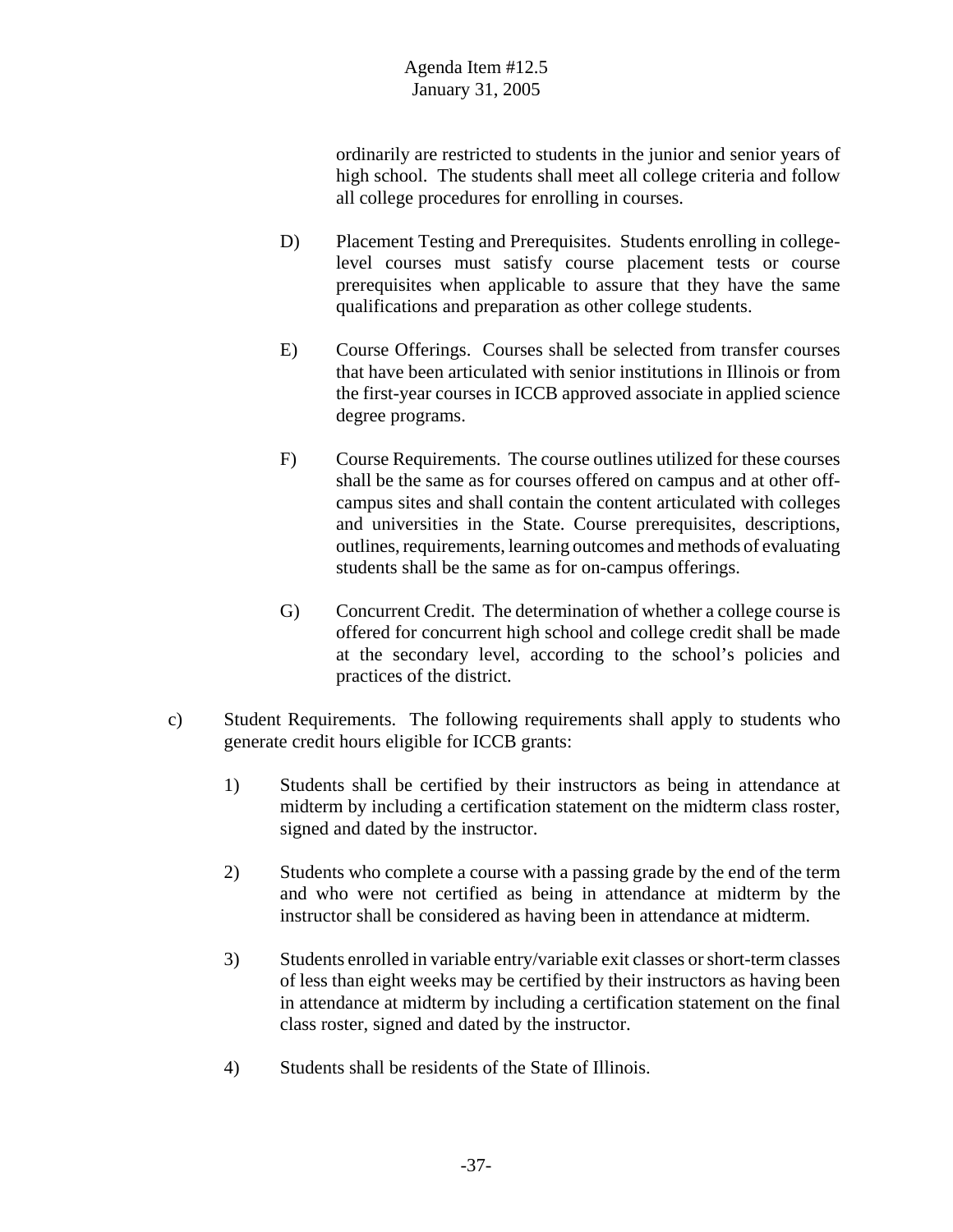ordinarily are restricted to students in the junior and senior years of high school. The students shall meet all college criteria and follow all college procedures for enrolling in courses.

D) Placement Testing and Prerequisites. Students enrolling in college-level courses must satisfy course placement tests or course prerequisites when applicable to assure that they have the same qualifications and preparation as other college students.

E) Course Offerings. Courses shall be selected from transfer courses that have been articulated with senior institutions in Illinois or from the first-year courses in ICCB approved associate in applied science degree programs.

F) Course Requirements. The course outlines utilized for these courses shall be the same as for courses offered on campus and at other off-campus sites and shall contain the content articulated with colleges and universities in the State. Course prerequisites, descriptions, outlines, requirements, learning outcomes and methods of evaluating students shall be the same as for on-campus offerings.

G) Concurrent Credit. The determination of whether a college course is offered for concurrent high school and college credit shall be made at the secondary level, according to the school's policies and practices of the district.

c) Student Requirements. The following requirements shall apply to students who generate credit hours eligible for ICCB grants:

1) Students shall be certified by their instructors as being in attendance at midterm by including a certification statement on the midterm class roster, signed and dated by the instructor.

2) Students who complete a course with a passing grade by the end of the term and who were not certified as being in attendance at midterm by the instructor shall be considered as having been in attendance at midterm.

3) Students enrolled in variable entry/variable exit classes or short-term classes of less than eight weeks may be certified by their instructors as having been in attendance at midterm by including a certification statement on the final class roster, signed and dated by the instructor.

4) Students shall be residents of the State of Illinois.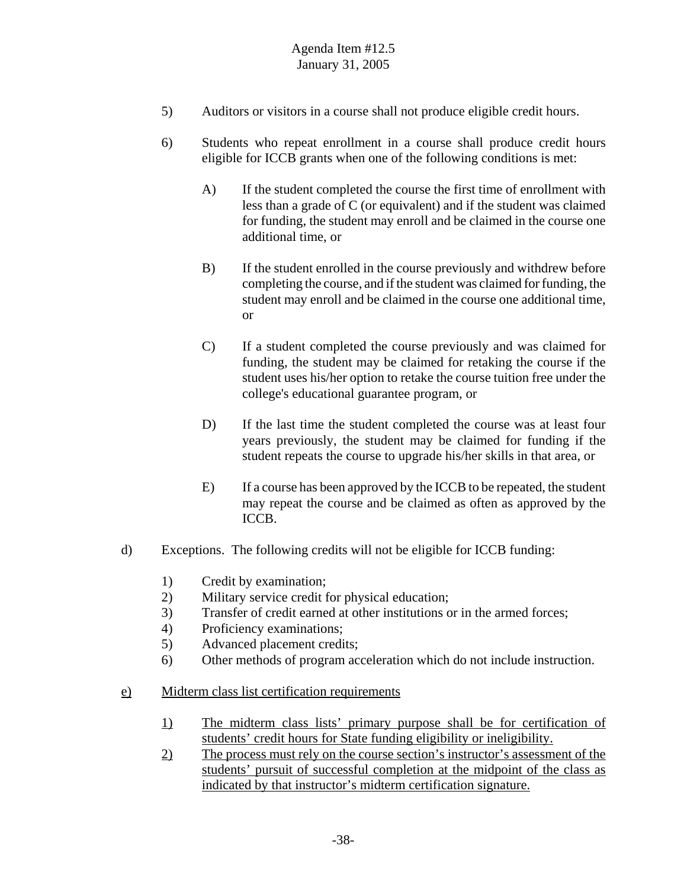5) Auditors or visitors in a course shall not produce eligible credit hours.

6) Students who repeat enrollment in a course shall produce credit hours eligible for ICCB grants when one of the following conditions is met:

   A) If the student completed the course the first time of enrollment with less than a grade of C (or equivalent) and if the student was claimed for funding, the student may enroll and be claimed in the course one additional time, or

   B) If the student enrolled in the course previously and withdrew before completing the course, and if the student was claimed for funding, the student may enroll and be claimed in the course one additional time, or

   C) If a student completed the course previously and was claimed for funding, the student may be claimed for retaking the course if the student uses his/her option to retake the course tuition free under the college's educational guarantee program, or

   D) If the last time the student completed the course was at least four years previously, the student may be claimed for funding if the student repeats the course to upgrade his/her skills in that area, or

   E) If a course has been approved by the ICCB to be repeated, the student may repeat the course and be claimed as often as approved by the ICCB.

d) Exceptions. The following credits will not be eligible for ICCB funding:

   1) Credit by examination;
   2) Military service credit for physical education;
   3) Transfer of credit earned at other institutions or in the armed forces;
   4) Proficiency examinations;
   5) Advanced placement credits;
   6) Other methods of program acceleration which do not include instruction.

<u>e)</u> <u>Midterm class list certification requirements</u>

   <u>1)</u> <u>The midterm class lists' primary purpose shall be for certification of students' credit hours for State funding eligibility or ineligibility.</u>

   <u>2)</u> <u>The process must rely on the course section's instructor's assessment of the students' pursuit of successful completion at the midpoint of the class as indicated by that instructor's midterm certification signature.</u>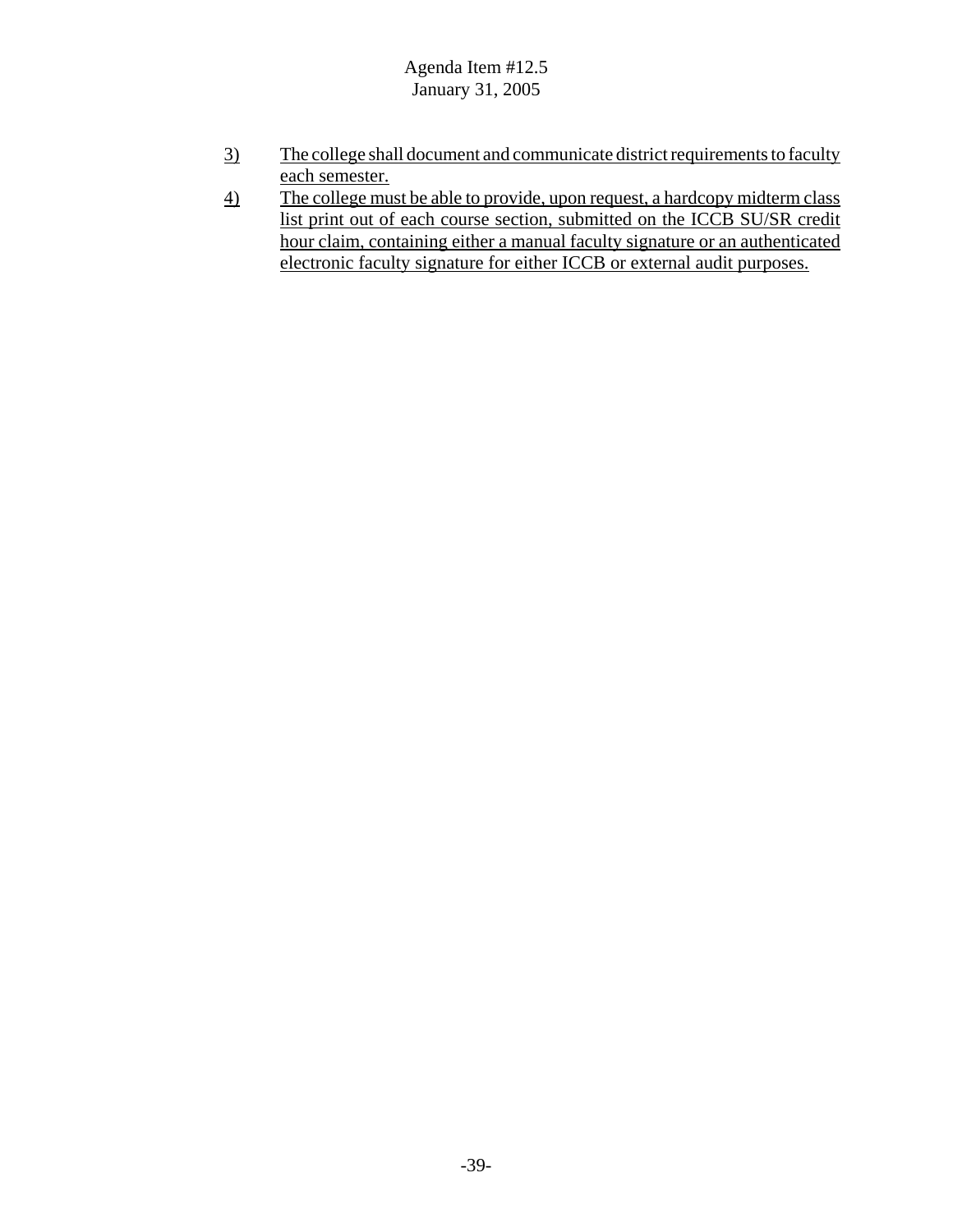3) The college shall document and communicate district requirements to faculty each semester.

4) The college must be able to provide, upon request, a hardcopy midterm class list print out of each course section, submitted on the ICCB SU/SR credit hour claim, containing either a manual faculty signature or an authenticated electronic faculty signature for either ICCB or external audit purposes.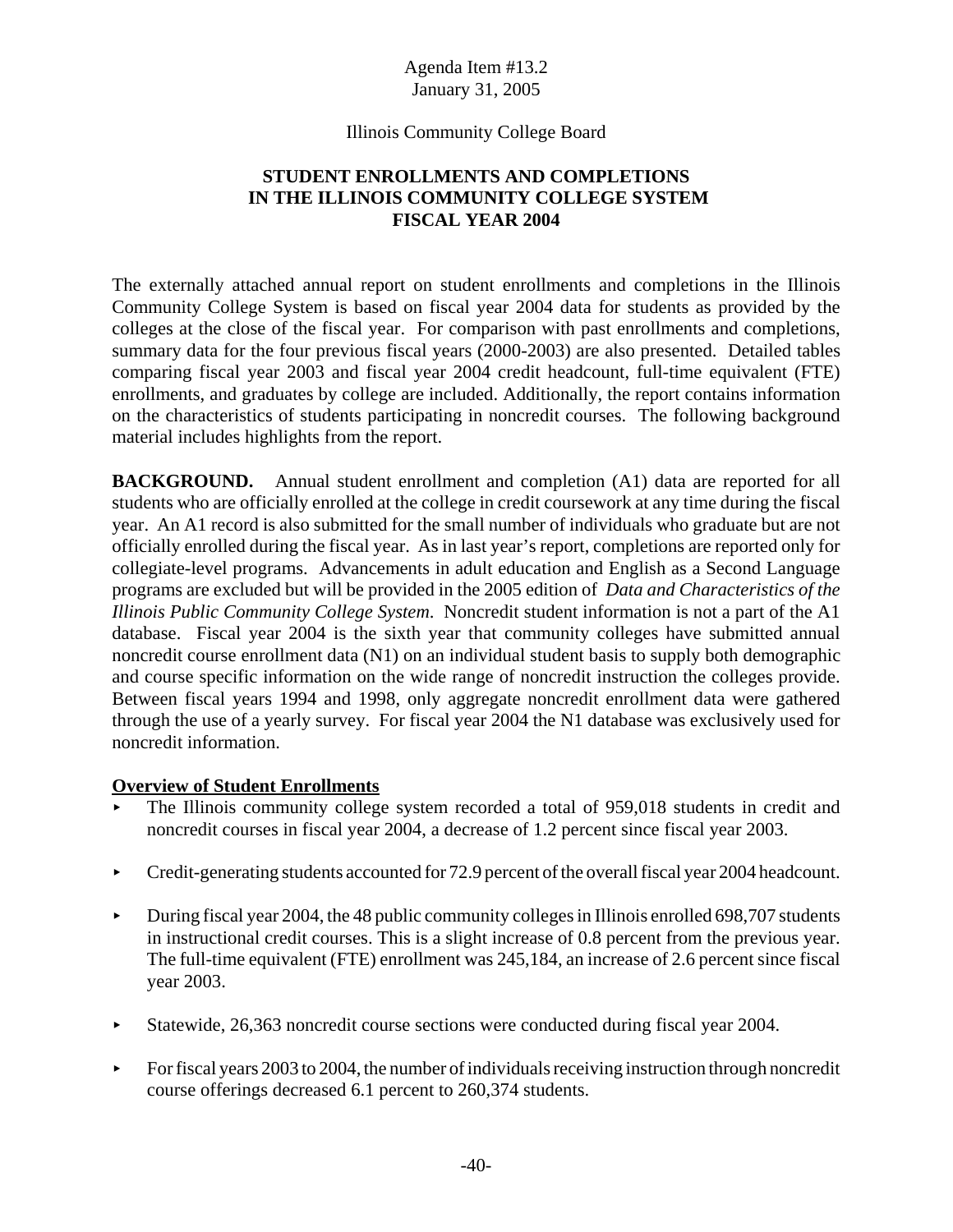Agenda Item #13.2
January 31, 2005

Illinois Community College Board

# STUDENT ENROLLMENTS AND COMPLETIONS IN THE ILLINOIS COMMUNITY COLLEGE SYSTEM FISCAL YEAR 2004

The externally attached annual report on student enrollments and completions in the Illinois Community College System is based on fiscal year 2004 data for students as provided by the colleges at the close of the fiscal year. For comparison with past enrollments and completions, summary data for the four previous fiscal years (2000-2003) are also presented. Detailed tables comparing fiscal year 2003 and fiscal year 2004 credit headcount, full-time equivalent (FTE) enrollments, and graduates by college are included. Additionally, the report contains information on the characteristics of students participating in noncredit courses. The following background material includes highlights from the report.

**BACKGROUND.** Annual student enrollment and completion (A1) data are reported for all students who are officially enrolled at the college in credit coursework at any time during the fiscal year. An A1 record is also submitted for the small number of individuals who graduate but are not officially enrolled during the fiscal year. As in last year's report, completions are reported only for collegiate-level programs. Advancements in adult education and English as a Second Language programs are excluded but will be provided in the 2005 edition of *Data and Characteristics of the Illinois Public Community College System*. Noncredit student information is not a part of the A1 database. Fiscal year 2004 is the sixth year that community colleges have submitted annual noncredit course enrollment data (N1) on an individual student basis to supply both demographic and course specific information on the wide range of noncredit instruction the colleges provide. Between fiscal years 1994 and 1998, only aggregate noncredit enrollment data were gathered through the use of a yearly survey. For fiscal year 2004 the N1 database was exclusively used for noncredit information.

## Overview of Student Enrollments

- The Illinois community college system recorded a total of 959,018 students in credit and noncredit courses in fiscal year 2004, a decrease of 1.2 percent since fiscal year 2003.
- Credit-generating students accounted for 72.9 percent of the overall fiscal year 2004 headcount.
- During fiscal year 2004, the 48 public community colleges in Illinois enrolled 698,707 students in instructional credit courses. This is a slight increase of 0.8 percent from the previous year. The full-time equivalent (FTE) enrollment was 245,184, an increase of 2.6 percent since fiscal year 2003.
- Statewide, 26,363 noncredit course sections were conducted during fiscal year 2004.
- For fiscal years 2003 to 2004, the number of individuals receiving instruction through noncredit course offerings decreased 6.1 percent to 260,374 students.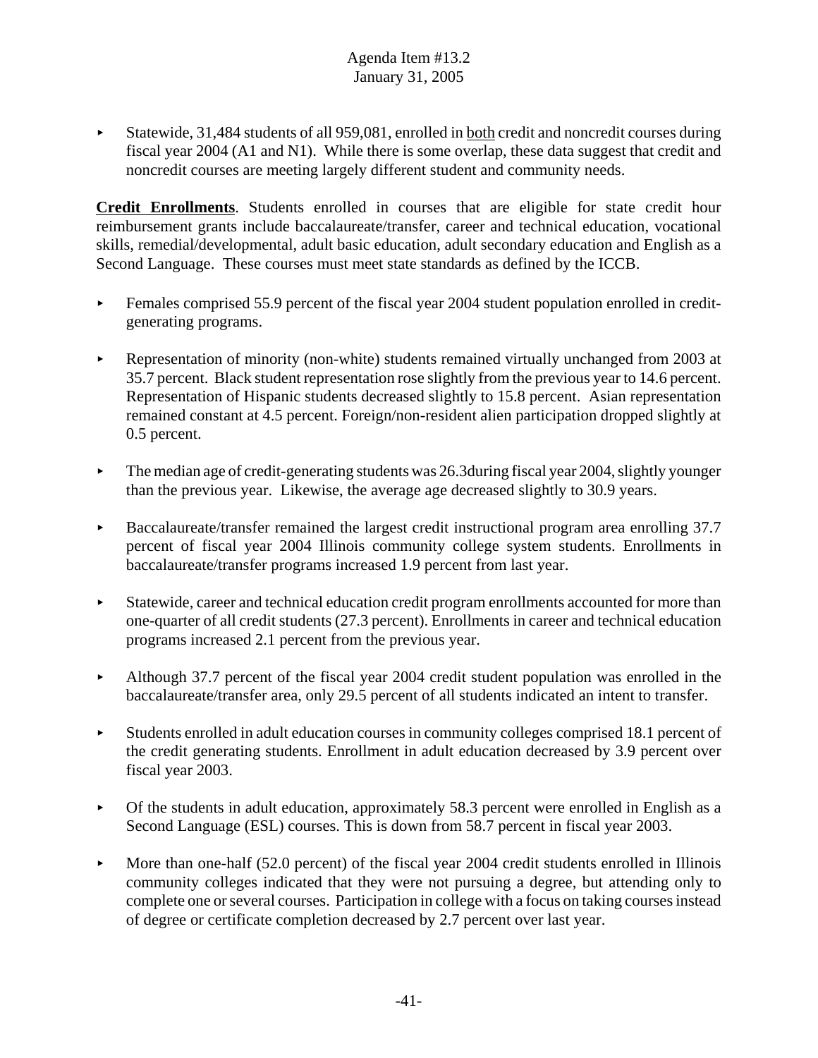- Statewide, 31,484 students of all 959,081, enrolled in <u>both</u> credit and noncredit courses during fiscal year 2004 (A1 and N1). While there is some overlap, these data suggest that credit and noncredit courses are meeting largely different student and community needs.

**<u>Credit Enrollments</u>**. Students enrolled in courses that are eligible for state credit hour reimbursement grants include baccalaureate/transfer, career and technical education, vocational skills, remedial/developmental, adult basic education, adult secondary education and English as a Second Language. These courses must meet state standards as defined by the ICCB.

- Females comprised 55.9 percent of the fiscal year 2004 student population enrolled in credit-generating programs.

- Representation of minority (non-white) students remained virtually unchanged from 2003 at 35.7 percent. Black student representation rose slightly from the previous year to 14.6 percent. Representation of Hispanic students decreased slightly to 15.8 percent. Asian representation remained constant at 4.5 percent. Foreign/non-resident alien participation dropped slightly at 0.5 percent.

- The median age of credit-generating students was 26.3during fiscal year 2004, slightly younger than the previous year. Likewise, the average age decreased slightly to 30.9 years.

- Baccalaureate/transfer remained the largest credit instructional program area enrolling 37.7 percent of fiscal year 2004 Illinois community college system students. Enrollments in baccalaureate/transfer programs increased 1.9 percent from last year.

- Statewide, career and technical education credit program enrollments accounted for more than one-quarter of all credit students (27.3 percent). Enrollments in career and technical education programs increased 2.1 percent from the previous year.

- Although 37.7 percent of the fiscal year 2004 credit student population was enrolled in the baccalaureate/transfer area, only 29.5 percent of all students indicated an intent to transfer.

- Students enrolled in adult education courses in community colleges comprised 18.1 percent of the credit generating students. Enrollment in adult education decreased by 3.9 percent over fiscal year 2003.

- Of the students in adult education, approximately 58.3 percent were enrolled in English as a Second Language (ESL) courses. This is down from 58.7 percent in fiscal year 2003.

- More than one-half (52.0 percent) of the fiscal year 2004 credit students enrolled in Illinois community colleges indicated that they were not pursuing a degree, but attending only to complete one or several courses. Participation in college with a focus on taking courses instead of degree or certificate completion decreased by 2.7 percent over last year.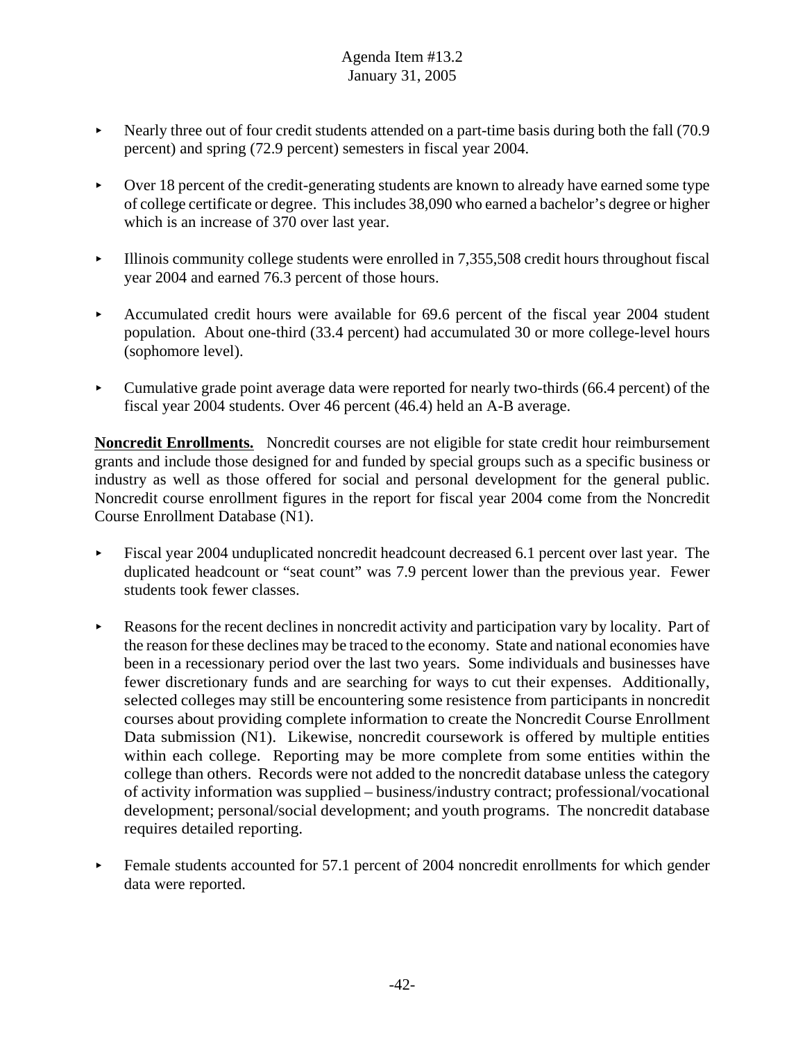- Nearly three out of four credit students attended on a part-time basis during both the fall (70.9 percent) and spring (72.9 percent) semesters in fiscal year 2004.

- Over 18 percent of the credit-generating students are known to already have earned some type of college certificate or degree. This includes 38,090 who earned a bachelor's degree or higher which is an increase of 370 over last year.

- Illinois community college students were enrolled in 7,355,508 credit hours throughout fiscal year 2004 and earned 76.3 percent of those hours.

- Accumulated credit hours were available for 69.6 percent of the fiscal year 2004 student population. About one-third (33.4 percent) had accumulated 30 or more college-level hours (sophomore level).

- Cumulative grade point average data were reported for nearly two-thirds (66.4 percent) of the fiscal year 2004 students. Over 46 percent (46.4) held an A-B average.

**Noncredit Enrollments.** Noncredit courses are not eligible for state credit hour reimbursement grants and include those designed for and funded by special groups such as a specific business or industry as well as those offered for social and personal development for the general public. Noncredit course enrollment figures in the report for fiscal year 2004 come from the Noncredit Course Enrollment Database (N1).

- Fiscal year 2004 unduplicated noncredit headcount decreased 6.1 percent over last year. The duplicated headcount or "seat count" was 7.9 percent lower than the previous year. Fewer students took fewer classes.

- Reasons for the recent declines in noncredit activity and participation vary by locality. Part of the reason for these declines may be traced to the economy. State and national economies have been in a recessionary period over the last two years. Some individuals and businesses have fewer discretionary funds and are searching for ways to cut their expenses. Additionally, selected colleges may still be encountering some resistence from participants in noncredit courses about providing complete information to create the Noncredit Course Enrollment Data submission (N1). Likewise, noncredit coursework is offered by multiple entities within each college. Reporting may be more complete from some entities within the college than others. Records were not added to the noncredit database unless the category of activity information was supplied – business/industry contract; professional/vocational development; personal/social development; and youth programs. The noncredit database requires detailed reporting.

- Female students accounted for 57.1 percent of 2004 noncredit enrollments for which gender data were reported.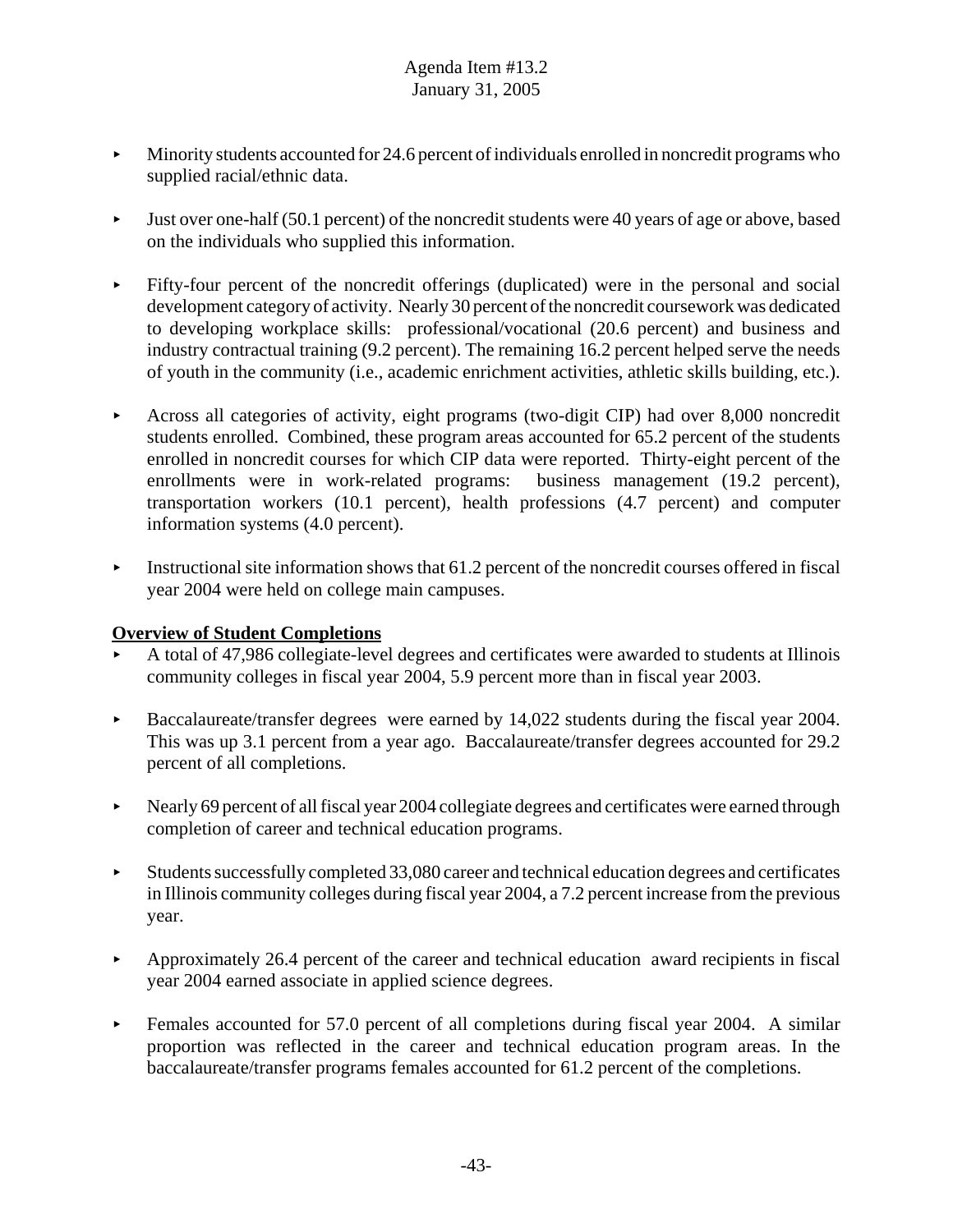- Minority students accounted for 24.6 percent of individuals enrolled in noncredit programs who supplied racial/ethnic data.

- Just over one-half (50.1 percent) of the noncredit students were 40 years of age or above, based on the individuals who supplied this information.

- Fifty-four percent of the noncredit offerings (duplicated) were in the personal and social development category of activity. Nearly 30 percent of the noncredit coursework was dedicated to developing workplace skills: professional/vocational (20.6 percent) and business and industry contractual training (9.2 percent). The remaining 16.2 percent helped serve the needs of youth in the community (i.e., academic enrichment activities, athletic skills building, etc.).

- Across all categories of activity, eight programs (two-digit CIP) had over 8,000 noncredit students enrolled. Combined, these program areas accounted for 65.2 percent of the students enrolled in noncredit courses for which CIP data were reported. Thirty-eight percent of the enrollments were in work-related programs: business management (19.2 percent), transportation workers (10.1 percent), health professions (4.7 percent) and computer information systems (4.0 percent).

- Instructional site information shows that 61.2 percent of the noncredit courses offered in fiscal year 2004 were held on college main campuses.

**Overview of Student Completions**

- A total of 47,986 collegiate-level degrees and certificates were awarded to students at Illinois community colleges in fiscal year 2004, 5.9 percent more than in fiscal year 2003.

- Baccalaureate/transfer degrees were earned by 14,022 students during the fiscal year 2004. This was up 3.1 percent from a year ago. Baccalaureate/transfer degrees accounted for 29.2 percent of all completions.

- Nearly 69 percent of all fiscal year 2004 collegiate degrees and certificates were earned through completion of career and technical education programs.

- Students successfully completed 33,080 career and technical education degrees and certificates in Illinois community colleges during fiscal year 2004, a 7.2 percent increase from the previous year.

- Approximately 26.4 percent of the career and technical education award recipients in fiscal year 2004 earned associate in applied science degrees.

- Females accounted for 57.0 percent of all completions during fiscal year 2004. A similar proportion was reflected in the career and technical education program areas. In the baccalaureate/transfer programs females accounted for 61.2 percent of the completions.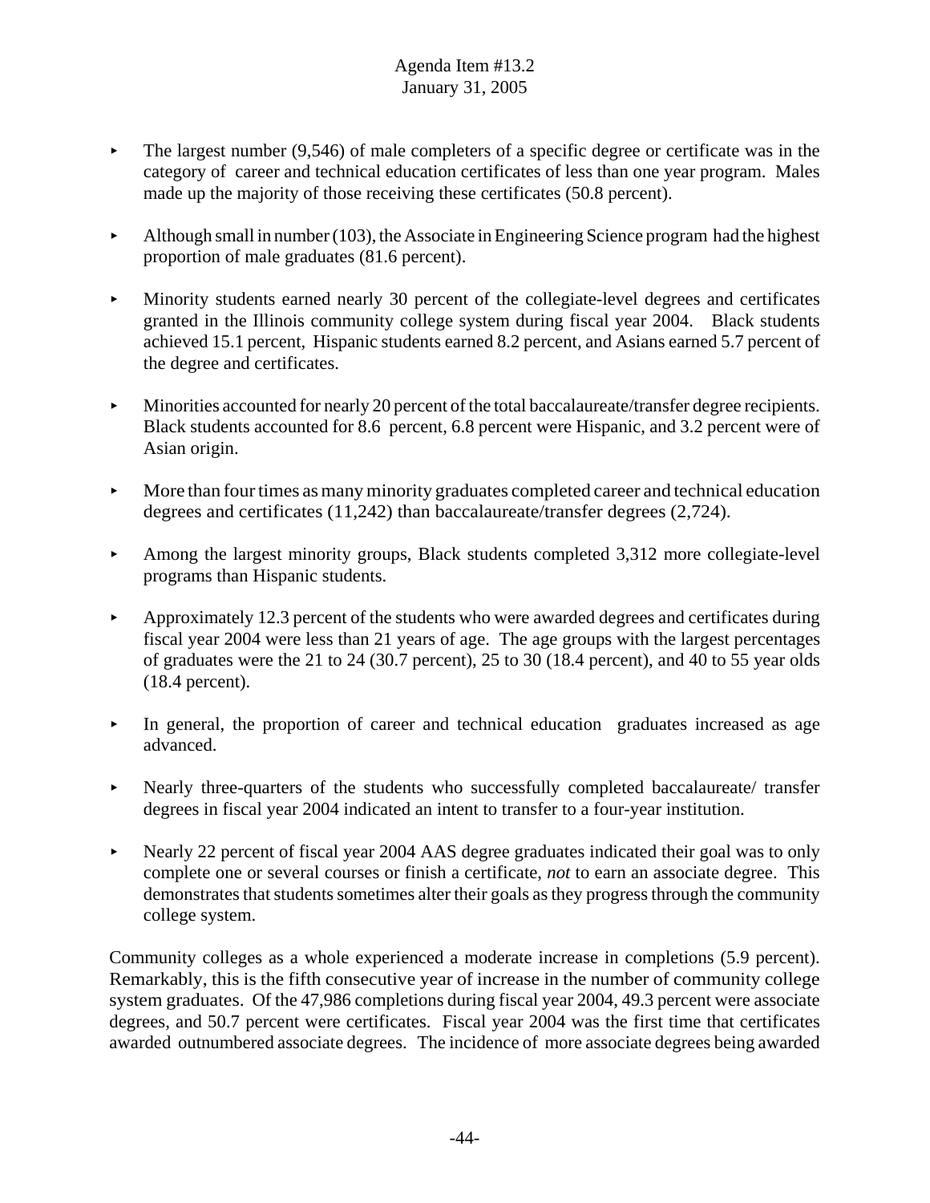- The largest number (9,546) of male completers of a specific degree or certificate was in the category of career and technical education certificates of less than one year program. Males made up the majority of those receiving these certificates (50.8 percent).
- Although small in number (103), the Associate in Engineering Science program had the highest proportion of male graduates (81.6 percent).
- Minority students earned nearly 30 percent of the collegiate-level degrees and certificates granted in the Illinois community college system during fiscal year 2004. Black students achieved 15.1 percent, Hispanic students earned 8.2 percent, and Asians earned 5.7 percent of the degree and certificates.
- Minorities accounted for nearly 20 percent of the total baccalaureate/transfer degree recipients. Black students accounted for 8.6 percent, 6.8 percent were Hispanic, and 3.2 percent were of Asian origin.
- More than four times as many minority graduates completed career and technical education degrees and certificates (11,242) than baccalaureate/transfer degrees (2,724).
- Among the largest minority groups, Black students completed 3,312 more collegiate-level programs than Hispanic students.
- Approximately 12.3 percent of the students who were awarded degrees and certificates during fiscal year 2004 were less than 21 years of age. The age groups with the largest percentages of graduates were the 21 to 24 (30.7 percent), 25 to 30 (18.4 percent), and 40 to 55 year olds (18.4 percent).
- In general, the proportion of career and technical education graduates increased as age advanced.
- Nearly three-quarters of the students who successfully completed baccalaureate/ transfer degrees in fiscal year 2004 indicated an intent to transfer to a four-year institution.
- Nearly 22 percent of fiscal year 2004 AAS degree graduates indicated their goal was to only complete one or several courses or finish a certificate, *not* to earn an associate degree. This demonstrates that students sometimes alter their goals as they progress through the community college system.

Community colleges as a whole experienced a moderate increase in completions (5.9 percent). Remarkably, this is the fifth consecutive year of increase in the number of community college system graduates. Of the 47,986 completions during fiscal year 2004, 49.3 percent were associate degrees, and 50.7 percent were certificates. Fiscal year 2004 was the first time that certificates awarded outnumbered associate degrees. The incidence of more associate degrees being awarded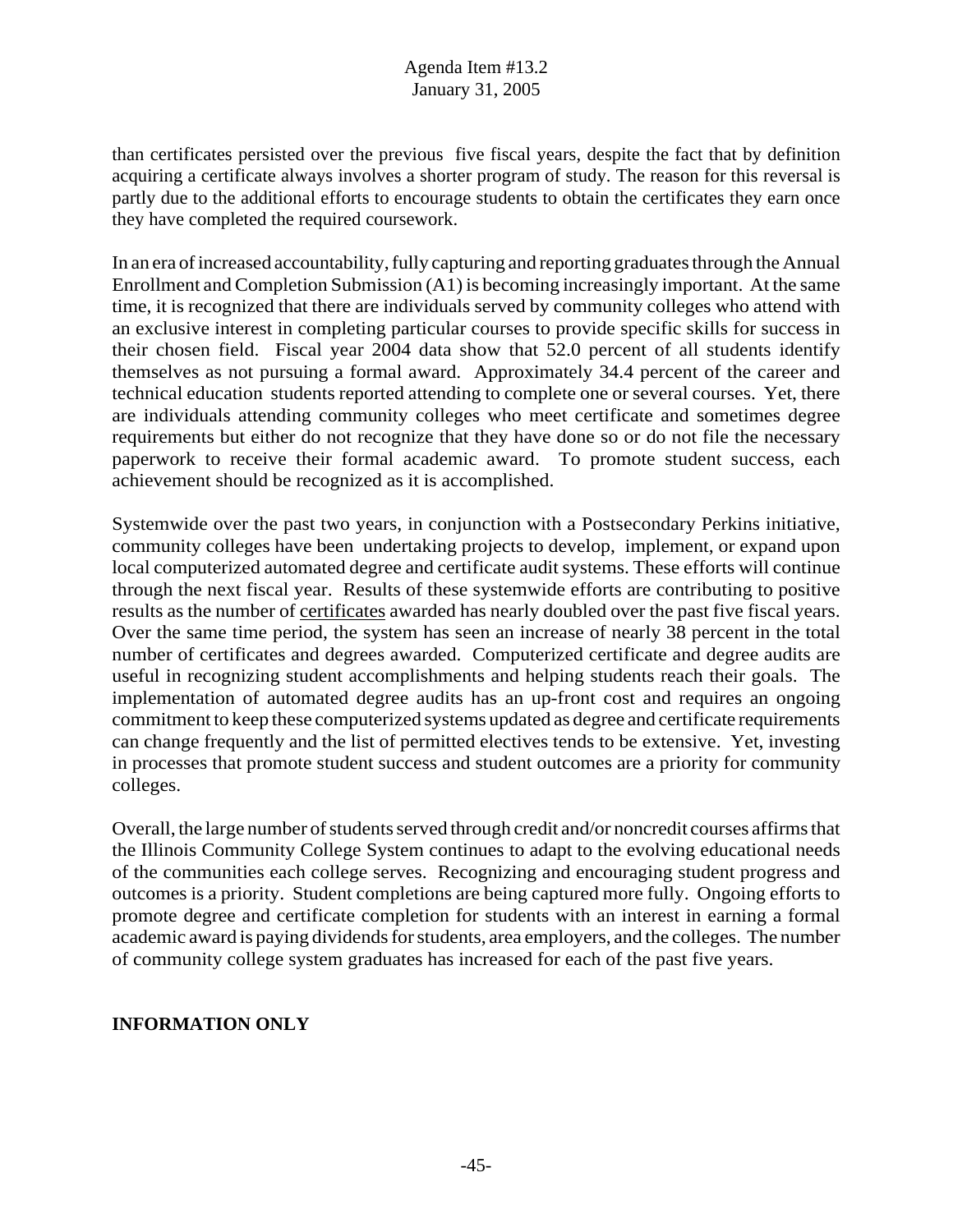than certificates persisted over the previous five fiscal years, despite the fact that by definition acquiring a certificate always involves a shorter program of study. The reason for this reversal is partly due to the additional efforts to encourage students to obtain the certificates they earn once they have completed the required coursework.

In an era of increased accountability, fully capturing and reporting graduates through the Annual Enrollment and Completion Submission (A1) is becoming increasingly important. At the same time, it is recognized that there are individuals served by community colleges who attend with an exclusive interest in completing particular courses to provide specific skills for success in their chosen field. Fiscal year 2004 data show that 52.0 percent of all students identify themselves as not pursuing a formal award. Approximately 34.4 percent of the career and technical education students reported attending to complete one or several courses. Yet, there are individuals attending community colleges who meet certificate and sometimes degree requirements but either do not recognize that they have done so or do not file the necessary paperwork to receive their formal academic award. To promote student success, each achievement should be recognized as it is accomplished.

Systemwide over the past two years, in conjunction with a Postsecondary Perkins initiative, community colleges have been undertaking projects to develop, implement, or expand upon local computerized automated degree and certificate audit systems. These efforts will continue through the next fiscal year. Results of these systemwide efforts are contributing to positive results as the number of certificates awarded has nearly doubled over the past five fiscal years. Over the same time period, the system has seen an increase of nearly 38 percent in the total number of certificates and degrees awarded. Computerized certificate and degree audits are useful in recognizing student accomplishments and helping students reach their goals. The implementation of automated degree audits has an up-front cost and requires an ongoing commitment to keep these computerized systems updated as degree and certificate requirements can change frequently and the list of permitted electives tends to be extensive. Yet, investing in processes that promote student success and student outcomes are a priority for community colleges.

Overall, the large number of students served through credit and/or noncredit courses affirms that the Illinois Community College System continues to adapt to the evolving educational needs of the communities each college serves. Recognizing and encouraging student progress and outcomes is a priority. Student completions are being captured more fully. Ongoing efforts to promote degree and certificate completion for students with an interest in earning a formal academic award is paying dividends for students, area employers, and the colleges. The number of community college system graduates has increased for each of the past five years.

**INFORMATION ONLY**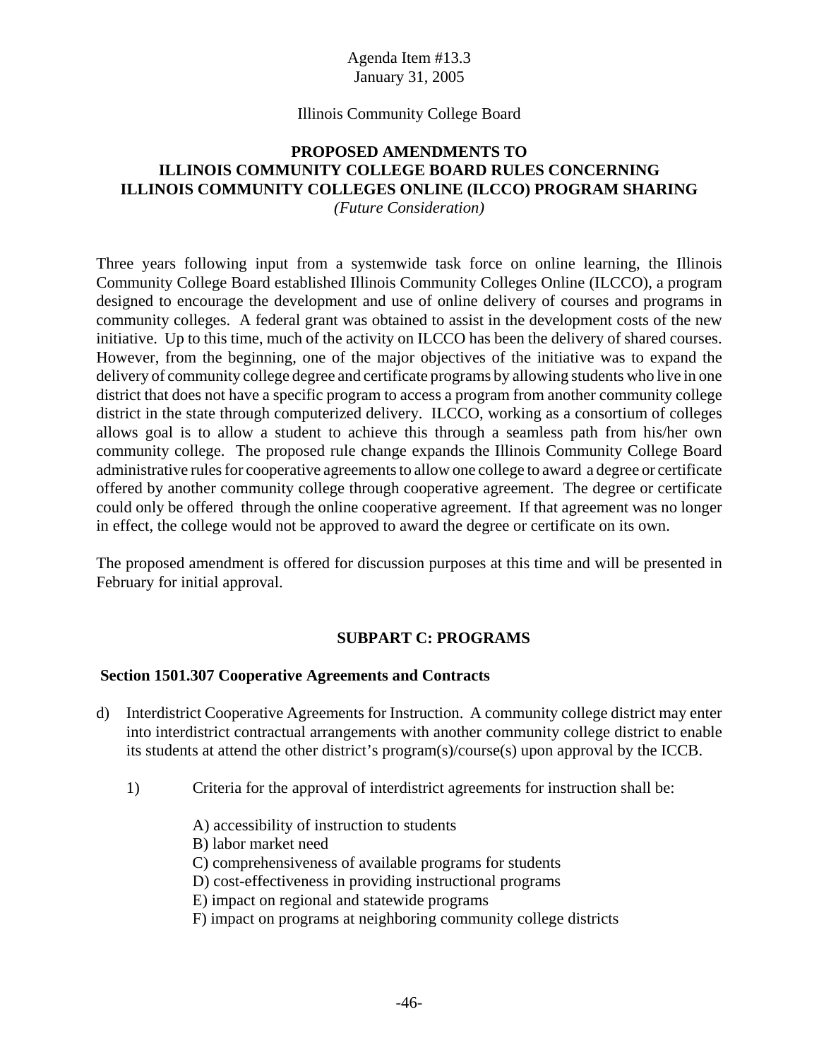Agenda Item #13.3
January 31, 2005

Illinois Community College Board

**PROPOSED AMENDMENTS TO ILLINOIS COMMUNITY COLLEGE BOARD RULES CONCERNING ILLINOIS COMMUNITY COLLEGES ONLINE (ILCCO) PROGRAM SHARING**
*(Future Consideration)*

Three years following input from a systemwide task force on online learning, the Illinois Community College Board established Illinois Community Colleges Online (ILCCO), a program designed to encourage the development and use of online delivery of courses and programs in community colleges. A federal grant was obtained to assist in the development costs of the new initiative. Up to this time, much of the activity on ILCCO has been the delivery of shared courses. However, from the beginning, one of the major objectives of the initiative was to expand the delivery of community college degree and certificate programs by allowing students who live in one district that does not have a specific program to access a program from another community college district in the state through computerized delivery. ILCCO, working as a consortium of colleges allows goal is to allow a student to achieve this through a seamless path from his/her own community college. The proposed rule change expands the Illinois Community College Board administrative rules for cooperative agreements to allow one college to award a degree or certificate offered by another community college through cooperative agreement. The degree or certificate could only be offered through the online cooperative agreement. If that agreement was no longer in effect, the college would not be approved to award the degree or certificate on its own.

The proposed amendment is offered for discussion purposes at this time and will be presented in February for initial approval.

**SUBPART C: PROGRAMS**

**Section 1501.307 Cooperative Agreements and Contracts**

d) Interdistrict Cooperative Agreements for Instruction. A community college district may enter into interdistrict contractual arrangements with another community college district to enable its students at attend the other district's program(s)/course(s) upon approval by the ICCB.

1) Criteria for the approval of interdistrict agreements for instruction shall be:

A) accessibility of instruction to students
B) labor market need
C) comprehensiveness of available programs for students
D) cost-effectiveness in providing instructional programs
E) impact on regional and statewide programs
F) impact on programs at neighboring community college districts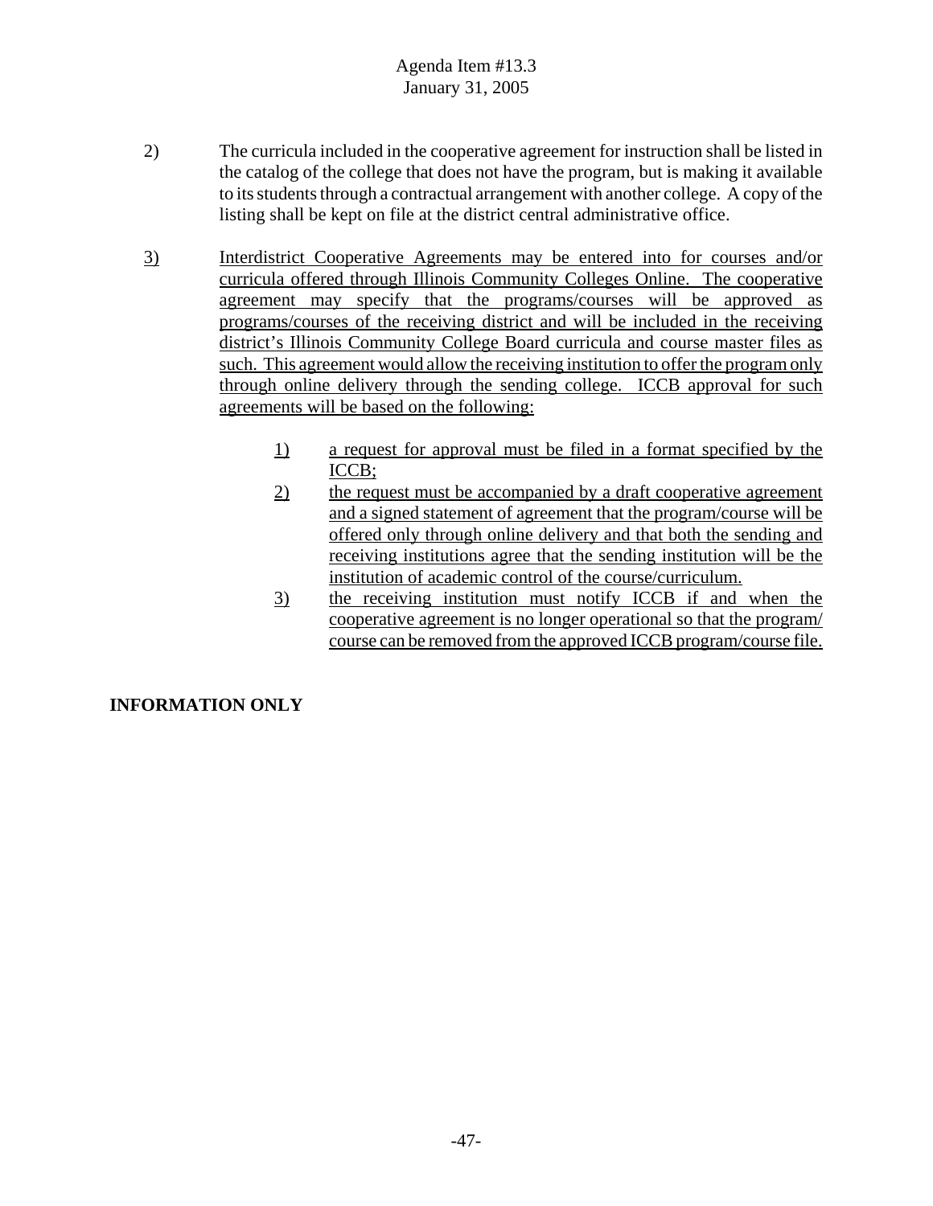2) The curricula included in the cooperative agreement for instruction shall be listed in the catalog of the college that does not have the program, but is making it available to its students through a contractual arrangement with another college. A copy of the listing shall be kept on file at the district central administrative office.

3) Interdistrict Cooperative Agreements may be entered into for courses and/or curricula offered through Illinois Community Colleges Online. The cooperative agreement may specify that the programs/courses will be approved as programs/courses of the receiving district and will be included in the receiving district's Illinois Community College Board curricula and course master files as such. This agreement would allow the receiving institution to offer the program only through online delivery through the sending college. ICCB approval for such agreements will be based on the following:

   1) a request for approval must be filed in a format specified by the ICCB;
   2) the request must be accompanied by a draft cooperative agreement and a signed statement of agreement that the program/course will be offered only through online delivery and that both the sending and receiving institutions agree that the sending institution will be the institution of academic control of the course/curriculum.
   3) the receiving institution must notify ICCB if and when the cooperative agreement is no longer operational so that the program/course can be removed from the approved ICCB program/course file.

**INFORMATION ONLY**